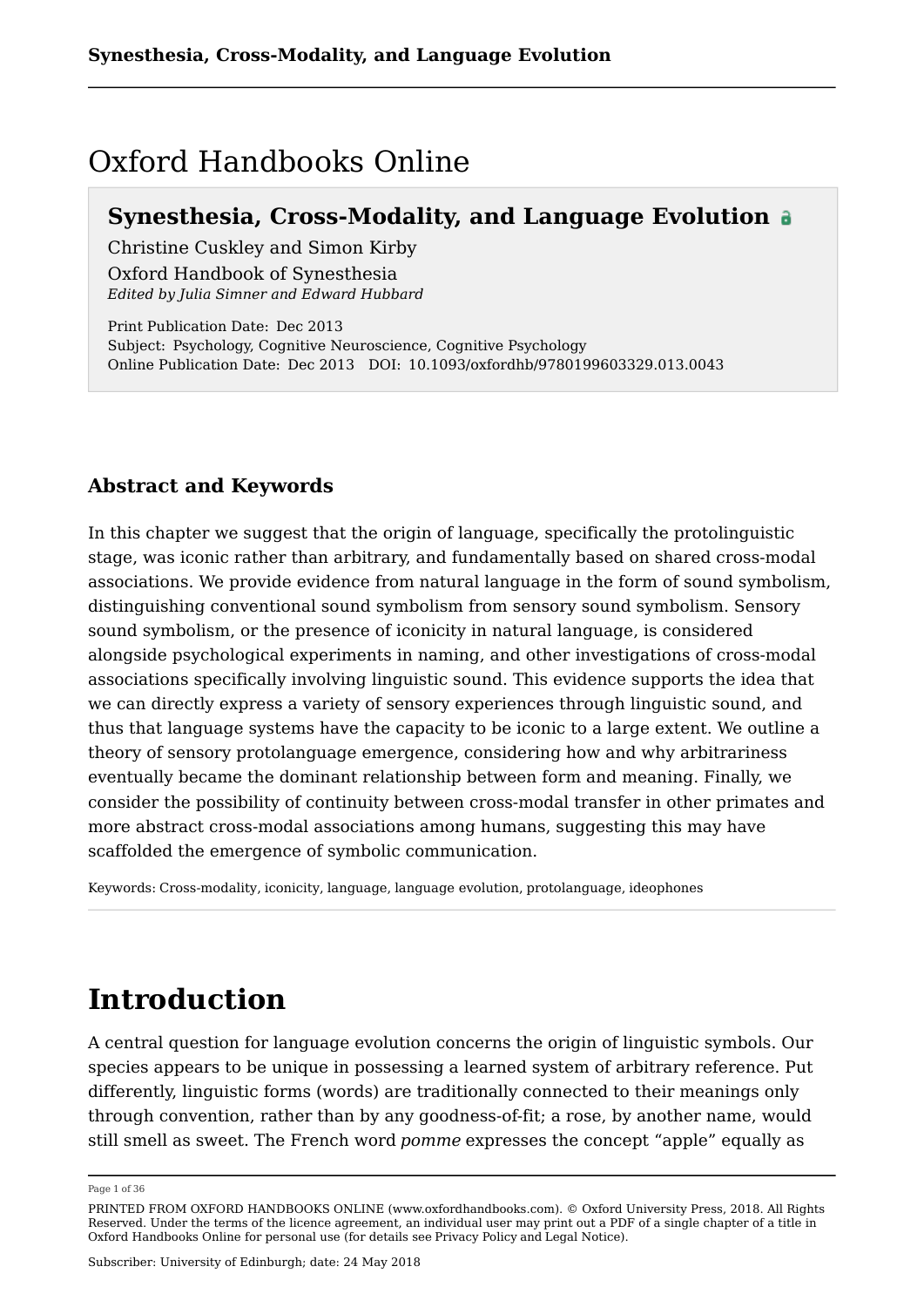# Oxford Handbooks Online

## Synesthesia, Cross-Modality, and Language Evolution

Christine Cuskley and Simon Kirby

Oxford Handbook of Synesthesia

*Edited by Julia Simner and Edward Hubbard*

Print Publication Date: Dec 2013
Subject: Psychology, Cognitive Neuroscience, Cognitive Psychology
Online Publication Date: Dec 2013 DOI: 10.1093/oxfordhb/9780199603329.013.0043

### Abstract and Keywords

In this chapter we suggest that the origin of language, specifically the protolinguistic stage, was iconic rather than arbitrary, and fundamentally based on shared cross-modal associations. We provide evidence from natural language in the form of sound symbolism, distinguishing conventional sound symbolism from sensory sound symbolism. Sensory sound symbolism, or the presence of iconicity in natural language, is considered alongside psychological experiments in naming, and other investigations of cross-modal associations specifically involving linguistic sound. This evidence supports the idea that we can directly express a variety of sensory experiences through linguistic sound, and thus that language systems have the capacity to be iconic to a large extent. We outline a theory of sensory protolanguage emergence, considering how and why arbitrariness eventually became the dominant relationship between form and meaning. Finally, we consider the possibility of continuity between cross-modal transfer in other primates and more abstract cross-modal associations among humans, suggesting this may have scaffolded the emergence of symbolic communication.

Keywords: Cross-modality, iconicity, language, language evolution, protolanguage, ideophones

# Introduction

A central question for language evolution concerns the origin of linguistic symbols. Our species appears to be unique in possessing a learned system of arbitrary reference. Put differently, linguistic forms (words) are traditionally connected to their meanings only through convention, rather than by any goodness-of-fit; a rose, by another name, would still smell as sweet. The French word *pomme* expresses the concept "apple" equally as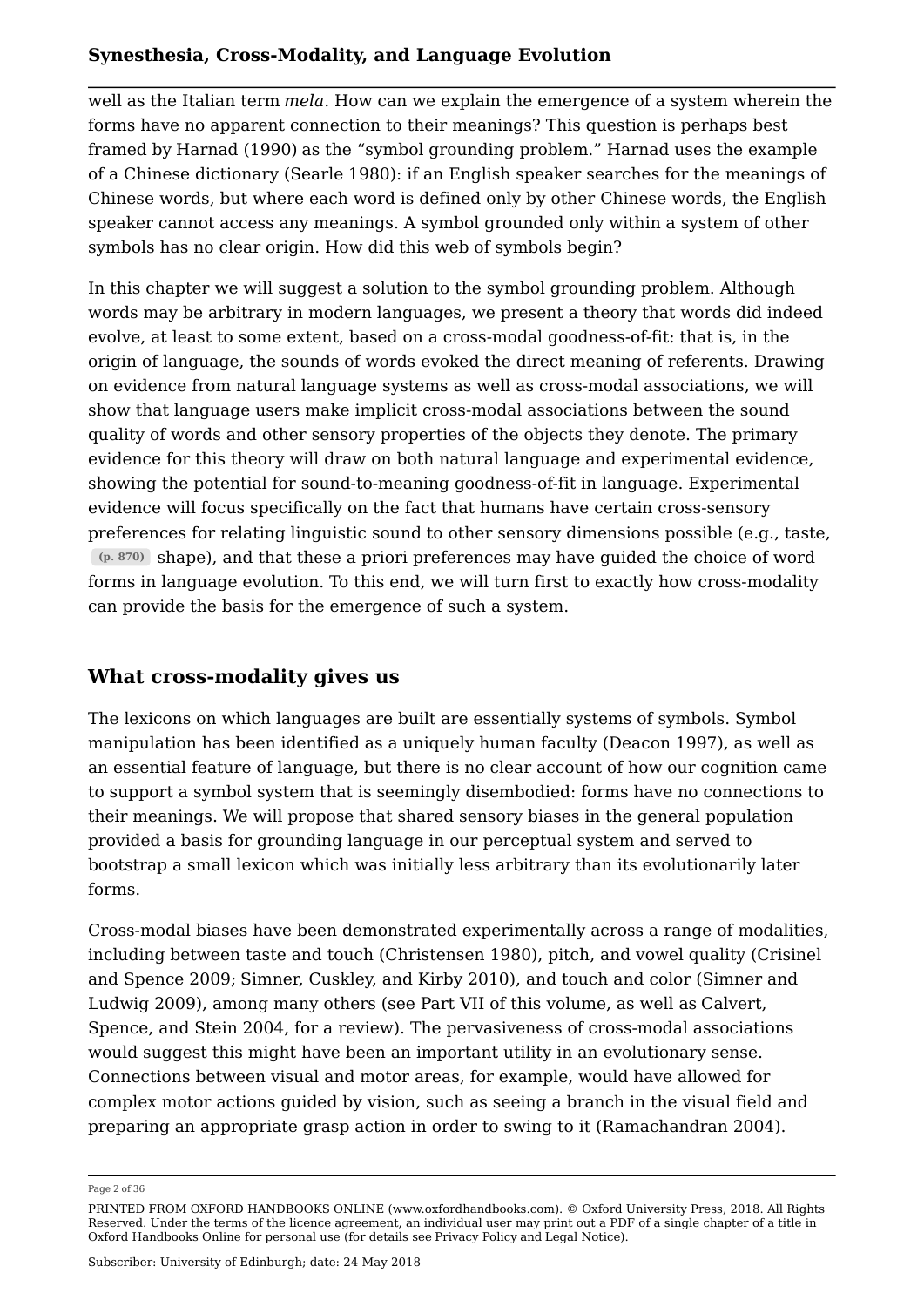well as the Italian term *mela*. How can we explain the emergence of a system wherein the forms have no apparent connection to their meanings? This question is perhaps best framed by Harnad (1990) as the “symbol grounding problem.” Harnad uses the example of a Chinese dictionary (Searle 1980): if an English speaker searches for the meanings of Chinese words, but where each word is defined only by other Chinese words, the English speaker cannot access any meanings. A symbol grounded only within a system of other symbols has no clear origin. How did this web of symbols begin?

In this chapter we will suggest a solution to the symbol grounding problem. Although words may be arbitrary in modern languages, we present a theory that words did indeed evolve, at least to some extent, based on a cross-modal goodness-of-fit: that is, in the origin of language, the sounds of words evoked the direct meaning of referents. Drawing on evidence from natural language systems as well as cross-modal associations, we will show that language users make implicit cross-modal associations between the sound quality of words and other sensory properties of the objects they denote. The primary evidence for this theory will draw on both natural language and experimental evidence, showing the potential for sound-to-meaning goodness-of-fit in language. Experimental evidence will focus specifically on the fact that humans have certain cross-sensory preferences for relating linguistic sound to other sensory dimensions possible (e.g., taste, (p. 870) shape), and that these a priori preferences may have guided the choice of word forms in language evolution. To this end, we will turn first to exactly how cross-modality can provide the basis for the emergence of such a system.

## What cross-modality gives us

The lexicons on which languages are built are essentially systems of symbols. Symbol manipulation has been identified as a uniquely human faculty (Deacon 1997), as well as an essential feature of language, but there is no clear account of how our cognition came to support a symbol system that is seemingly disembodied: forms have no connections to their meanings. We will propose that shared sensory biases in the general population provided a basis for grounding language in our perceptual system and served to bootstrap a small lexicon which was initially less arbitrary than its evolutionarily later forms.

Cross-modal biases have been demonstrated experimentally across a range of modalities, including between taste and touch (Christensen 1980), pitch, and vowel quality (Crisinel and Spence 2009; Simner, Cuskley, and Kirby 2010), and touch and color (Simner and Ludwig 2009), among many others (see Part VII of this volume, as well as Calvert, Spence, and Stein 2004, for a review). The pervasiveness of cross-modal associations would suggest this might have been an important utility in an evolutionary sense. Connections between visual and motor areas, for example, would have allowed for complex motor actions guided by vision, such as seeing a branch in the visual field and preparing an appropriate grasp action in order to swing to it (Ramachandran 2004).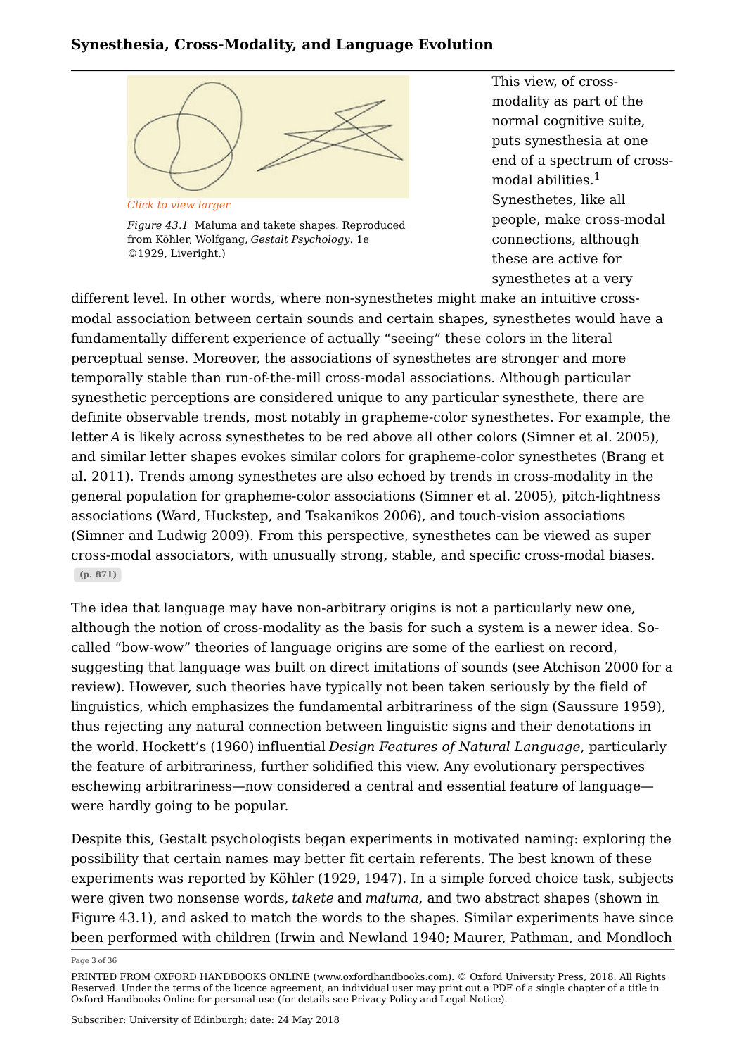*Figure 43.1* Maluma and takete shapes. Reproduced from Köhler, Wolfgang, *Gestalt Psychology*. 1e ©1929, Liveright.)

This view, of cross-modality as part of the normal cognitive suite, puts synesthesia at one end of a spectrum of cross-modal abilities.[1] Synesthetes, like all people, make cross-modal connections, although these are active for synesthetes at a very different level. In other words, where non-synesthetes might make an intuitive cross-modal association between certain sounds and certain shapes, synesthetes would have a fundamentally different experience of actually "seeing" these colors in the literal perceptual sense. Moreover, the associations of synesthetes are stronger and more temporally stable than run-of-the-mill cross-modal associations. Although particular synesthetic perceptions are considered unique to any particular synesthete, there are definite observable trends, most notably in grapheme-color synesthetes. For example, the letter *A* is likely across synesthetes to be red above all other colors (Simner et al. 2005), and similar letter shapes evokes similar colors for grapheme-color synesthetes (Brang et al. 2011). Trends among synesthetes are also echoed by trends in cross-modality in the general population for grapheme-color associations (Simner et al. 2005), pitch-lightness associations (Ward, Huckstep, and Tsakanikos 2006), and touch-vision associations (Simner and Ludwig 2009). From this perspective, synesthetes can be viewed as super cross-modal associators, with unusually strong, stable, and specific cross-modal biases. **(p. 871)**

The idea that language may have non-arbitrary origins is not a particularly new one, although the notion of cross-modality as the basis for such a system is a newer idea. So-called "bow-wow" theories of language origins are some of the earliest on record, suggesting that language was built on direct imitations of sounds (see Atchison 2000 for a review). However, such theories have typically not been taken seriously by the field of linguistics, which emphasizes the fundamental arbitrariness of the sign (Saussure 1959), thus rejecting any natural connection between linguistic signs and their denotations in the world. Hockett's (1960) influential *Design Features of Natural Language*, particularly the feature of arbitrariness, further solidified this view. Any evolutionary perspectives eschewing arbitrariness—now considered a central and essential feature of language—were hardly going to be popular.

Despite this, Gestalt psychologists began experiments in motivated naming: exploring the possibility that certain names may better fit certain referents. The best known of these experiments was reported by Köhler (1929, 1947). In a simple forced choice task, subjects were given two nonsense words, *takete* and *maluma*, and two abstract shapes (shown in Figure 43.1), and asked to match the words to the shapes. Similar experiments have since been performed with children (Irwin and Newland 1940; Maurer, Pathman, and Mondloch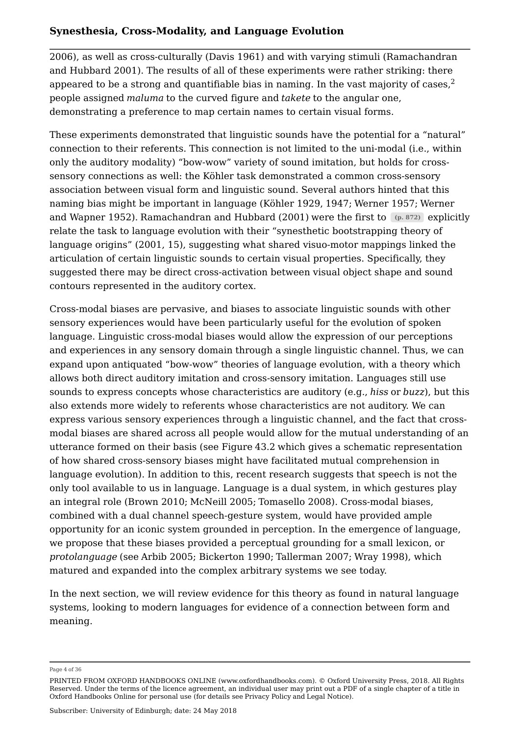2006), as well as cross-culturally (Davis 1961) and with varying stimuli (Ramachandran and Hubbard 2001). The results of all of these experiments were rather striking: there appeared to be a strong and quantifiable bias in naming. In the vast majority of cases,[2] people assigned *maluma* to the curved figure and *takete* to the angular one, demonstrating a preference to map certain names to certain visual forms.

These experiments demonstrated that linguistic sounds have the potential for a "natural" connection to their referents. This connection is not limited to the uni-modal (i.e., within only the auditory modality) "bow-wow" variety of sound imitation, but holds for cross-sensory connections as well: the Köhler task demonstrated a common cross-sensory association between visual form and linguistic sound. Several authors hinted that this naming bias might be important in language (Köhler 1929, 1947; Werner 1957; Werner and Wapner 1952). Ramachandran and Hubbard (2001) were the first to (p. 872) explicitly relate the task to language evolution with their "synesthetic bootstrapping theory of language origins" (2001, 15), suggesting what shared visuo-motor mappings linked the articulation of certain linguistic sounds to certain visual properties. Specifically, they suggested there may be direct cross-activation between visual object shape and sound contours represented in the auditory cortex.

Cross-modal biases are pervasive, and biases to associate linguistic sounds with other sensory experiences would have been particularly useful for the evolution of spoken language. Linguistic cross-modal biases would allow the expression of our perceptions and experiences in any sensory domain through a single linguistic channel. Thus, we can expand upon antiquated "bow-wow" theories of language evolution, with a theory which allows both direct auditory imitation and cross-sensory imitation. Languages still use sounds to express concepts whose characteristics are auditory (e.g., *hiss* or *buzz*), but this also extends more widely to referents whose characteristics are not auditory. We can express various sensory experiences through a linguistic channel, and the fact that cross-modal biases are shared across all people would allow for the mutual understanding of an utterance formed on their basis (see Figure 43.2 which gives a schematic representation of how shared cross-sensory biases might have facilitated mutual comprehension in language evolution). In addition to this, recent research suggests that speech is not the only tool available to us in language. Language is a dual system, in which gestures play an integral role (Brown 2010; McNeill 2005; Tomasello 2008). Cross-modal biases, combined with a dual channel speech-gesture system, would have provided ample opportunity for an iconic system grounded in perception. In the emergence of language, we propose that these biases provided a perceptual grounding for a small lexicon, or *protolanguage* (see Arbib 2005; Bickerton 1990; Tallerman 2007; Wray 1998), which matured and expanded into the complex arbitrary systems we see today.

In the next section, we will review evidence for this theory as found in natural language systems, looking to modern languages for evidence of a connection between form and meaning.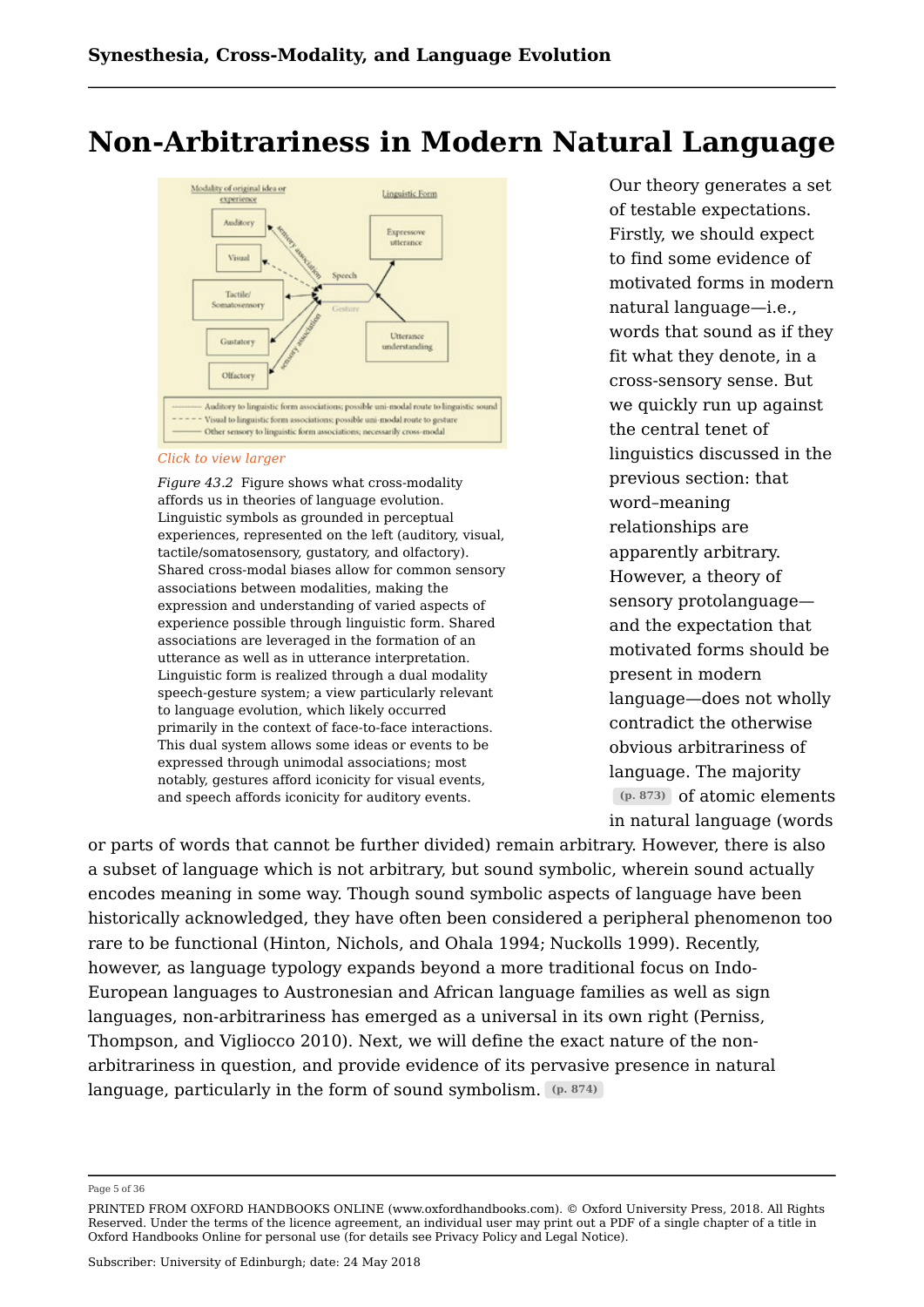# Non-Arbitrariness in Modern Natural Language

Click to view larger

*Figure 43.2* Figure shows what cross-modality affords us in theories of language evolution. Linguistic symbols as grounded in perceptual experiences, represented on the left (auditory, visual, tactile/somatosensory, gustatory, and olfactory). Shared cross-modal biases allow for common sensory associations between modalities, making the expression and understanding of varied aspects of experience possible through linguistic form. Shared associations are leveraged in the formation of an utterance as well as in utterance interpretation. Linguistic form is realized through a dual modality speech-gesture system; a view particularly relevant to language evolution, which likely occurred primarily in the context of face-to-face interactions. This dual system allows some ideas or events to be expressed through unimodal associations; most notably, gestures afford iconicity for visual events, and speech affords iconicity for auditory events.

Our theory generates a set of testable expectations. Firstly, we should expect to find some evidence of motivated forms in modern natural language—i.e., words that sound as if they fit what they denote, in a cross-sensory sense. But we quickly run up against the central tenet of linguistics discussed in the previous section: that word–meaning relationships are apparently arbitrary. However, a theory of sensory protolanguage—and the expectation that motivated forms should be present in modern language—does not wholly contradict the otherwise obvious arbitrariness of language. The majority (p. 873) of atomic elements in natural language (words or parts of words that cannot be further divided) remain arbitrary. However, there is also a subset of language which is not arbitrary, but sound symbolic, wherein sound actually encodes meaning in some way. Though sound symbolic aspects of language have been historically acknowledged, they have often been considered a peripheral phenomenon too rare to be functional (Hinton, Nichols, and Ohala 1994; Nuckolls 1999). Recently, however, as language typology expands beyond a more traditional focus on Indo-European languages to Austronesian and African language families as well as sign languages, non-arbitrariness has emerged as a universal in its own right (Perniss, Thompson, and Vigliocco 2010). Next, we will define the exact nature of the non-arbitrariness in question, and provide evidence of its pervasive presence in natural language, particularly in the form of sound symbolism. (p. 874)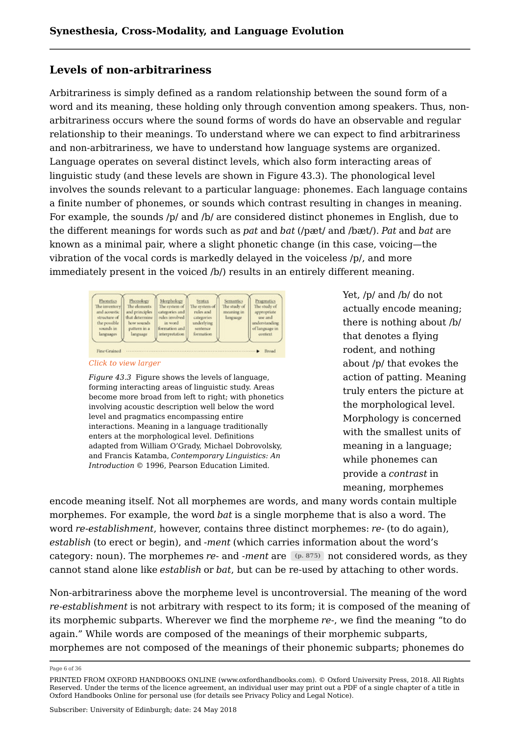## Levels of non-arbitrariness

Arbitrariness is simply defined as a random relationship between the sound form of a word and its meaning, these holding only through convention among speakers. Thus, non-arbitrariness occurs where the sound forms of words do have an observable and regular relationship to their meanings. To understand where we can expect to find arbitrariness and non-arbitrariness, we have to understand how language systems are organized. Language operates on several distinct levels, which also form interacting areas of linguistic study (and these levels are shown in Figure 43.3). The phonological level involves the sounds relevant to a particular language: phonemes. Each language contains a finite number of phonemes, or sounds which contrast resulting in changes in meaning. For example, the sounds /p/ and /b/ are considered distinct phonemes in English, due to the different meanings for words such as *pat* and *bat* (/pæt/ and /bæt/). *Pat* and *bat* are known as a minimal pair, where a slight phonetic change (in this case, voicing—the vibration of the vocal cords is markedly delayed in the voiceless /p/, and more immediately present in the voiced /b/) results in an entirely different meaning.

| Phonetics | Phonology | Morphology | Syntax | Semantics | Pragmatics |
|---|---|---|---|---|---|
| The inventory and acoustic structure of the possible sounds in languages | The elements and principles that determine how sounds pattern in a language | The system of categories and rules involved in word formation and interpretation | The system of rules and categories underlying sentence formation | The study of meaning in language | The study of appropriate use and understanding of language in context |

Fine Grained → Broad

*Figure 43.3* Figure shows the levels of language, forming interacting areas of linguistic study. Areas become more broad from left to right; with phonetics involving acoustic description well below the word level and pragmatics encompassing entire interactions. Meaning in a language traditionally enters at the morphological level. Definitions adapted from William O'Grady, Michael Dobrovolsky, and Francis Katamba, *Contemporary Linguistics: An Introduction* © 1996, Pearson Education Limited.

Yet, /p/ and /b/ do not actually encode meaning; there is nothing about /b/ that denotes a flying rodent, and nothing about /p/ that evokes the action of patting. Meaning truly enters the picture at the morphological level. Morphology is concerned with the smallest units of meaning in a language; while phonemes can provide a *contrast* in meaning, morphemes encode meaning itself. Not all morphemes are words, and many words contain multiple morphemes. For example, the word *bat* is a single morpheme that is also a word. The word *re-establishment*, however, contains three distinct morphemes: *re-* (to do again), *establish* (to erect or begin), and *-ment* (which carries information about the word's category: noun). The morphemes *re-* and *-ment* are (p. 875) not considered words, as they cannot stand alone like *establish* or *bat*, but can be re-used by attaching to other words.

Non-arbitrariness above the morpheme level is uncontroversial. The meaning of the word *re-establishment* is not arbitrary with respect to its form; it is composed of the meaning of its morphemic subparts. Wherever we find the morpheme *re-*, we find the meaning "to do again." While words are composed of the meanings of their morphemic subparts, morphemes are not composed of the meanings of their phonemic subparts; phonemes do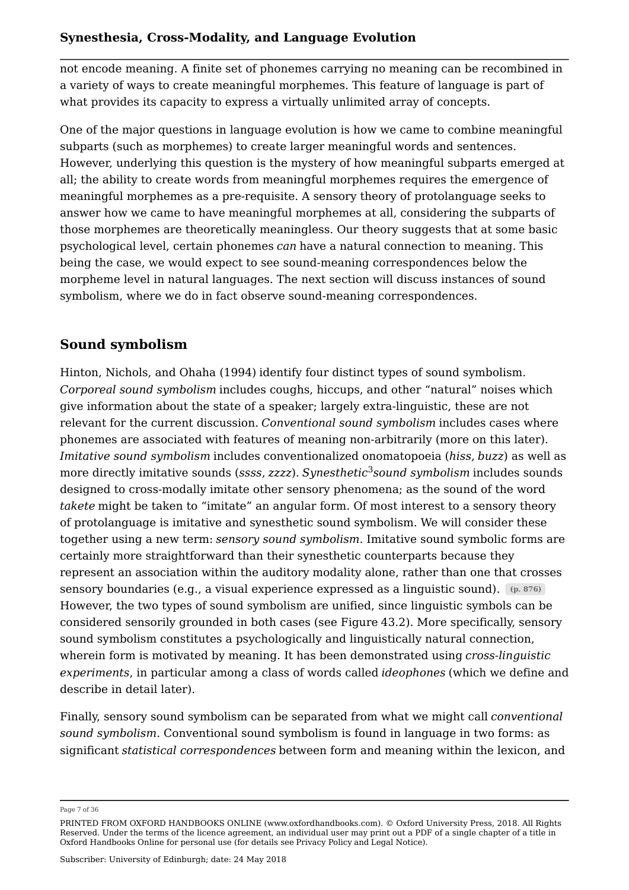not encode meaning. A finite set of phonemes carrying no meaning can be recombined in a variety of ways to create meaningful morphemes. This feature of language is part of what provides its capacity to express a virtually unlimited array of concepts.

One of the major questions in language evolution is how we came to combine meaningful subparts (such as morphemes) to create larger meaningful words and sentences. However, underlying this question is the mystery of how meaningful subparts emerged at all; the ability to create words from meaningful morphemes requires the emergence of meaningful morphemes as a pre-requisite. A sensory theory of protolanguage seeks to answer how we came to have meaningful morphemes at all, considering the subparts of those morphemes are theoretically meaningless. Our theory suggests that at some basic psychological level, certain phonemes *can* have a natural connection to meaning. This being the case, we would expect to see sound-meaning correspondences below the morpheme level in natural languages. The next section will discuss instances of sound symbolism, where we do in fact observe sound-meaning correspondences.

## Sound symbolism

Hinton, Nichols, and Ohaha (1994) identify four distinct types of sound symbolism. *Corporeal sound symbolism* includes coughs, hiccups, and other "natural" noises which give information about the state of a speaker; largely extra-linguistic, these are not relevant for the current discussion. *Conventional sound symbolism* includes cases where phonemes are associated with features of meaning non-arbitrarily (more on this later). *Imitative sound symbolism* includes conventionalized onomatopoeia (*hiss*, *buzz*) as well as more directly imitative sounds (*ssss*, *zzzz*). *Synesthetic*[3]*sound symbolism* includes sounds designed to cross-modally imitate other sensory phenomena; as the sound of the word *takete* might be taken to "imitate" an angular form. Of most interest to a sensory theory of protolanguage is imitative and synesthetic sound symbolism. We will consider these together using a new term: *sensory sound symbolism*. Imitative sound symbolic forms are certainly more straightforward than their synesthetic counterparts because they represent an association within the auditory modality alone, rather than one that crosses sensory boundaries (e.g., a visual experience expressed as a linguistic sound). (p. 876) However, the two types of sound symbolism are unified, since linguistic symbols can be considered sensorily grounded in both cases (see Figure 43.2). More specifically, sensory sound symbolism constitutes a psychologically and linguistically natural connection, wherein form is motivated by meaning. It has been demonstrated using *cross-linguistic experiments*, in particular among a class of words called *ideophones* (which we define and describe in detail later).

Finally, sensory sound symbolism can be separated from what we might call *conventional sound symbolism*. Conventional sound symbolism is found in language in two forms: as significant *statistical correspondences* between form and meaning within the lexicon, and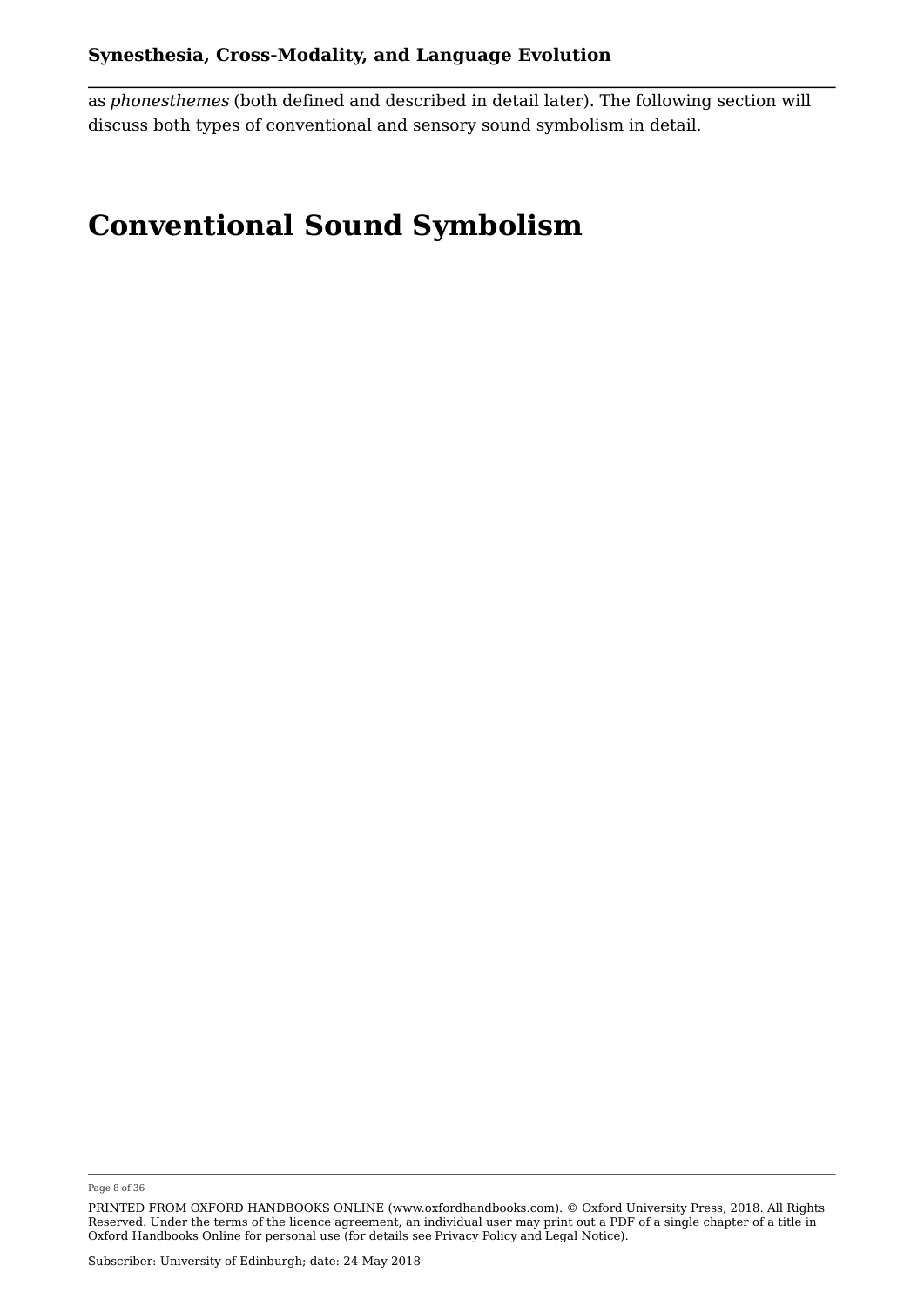as *phonesthemes* (both defined and described in detail later). The following section will discuss both types of conventional and sensory sound symbolism in detail.

# Conventional Sound Symbolism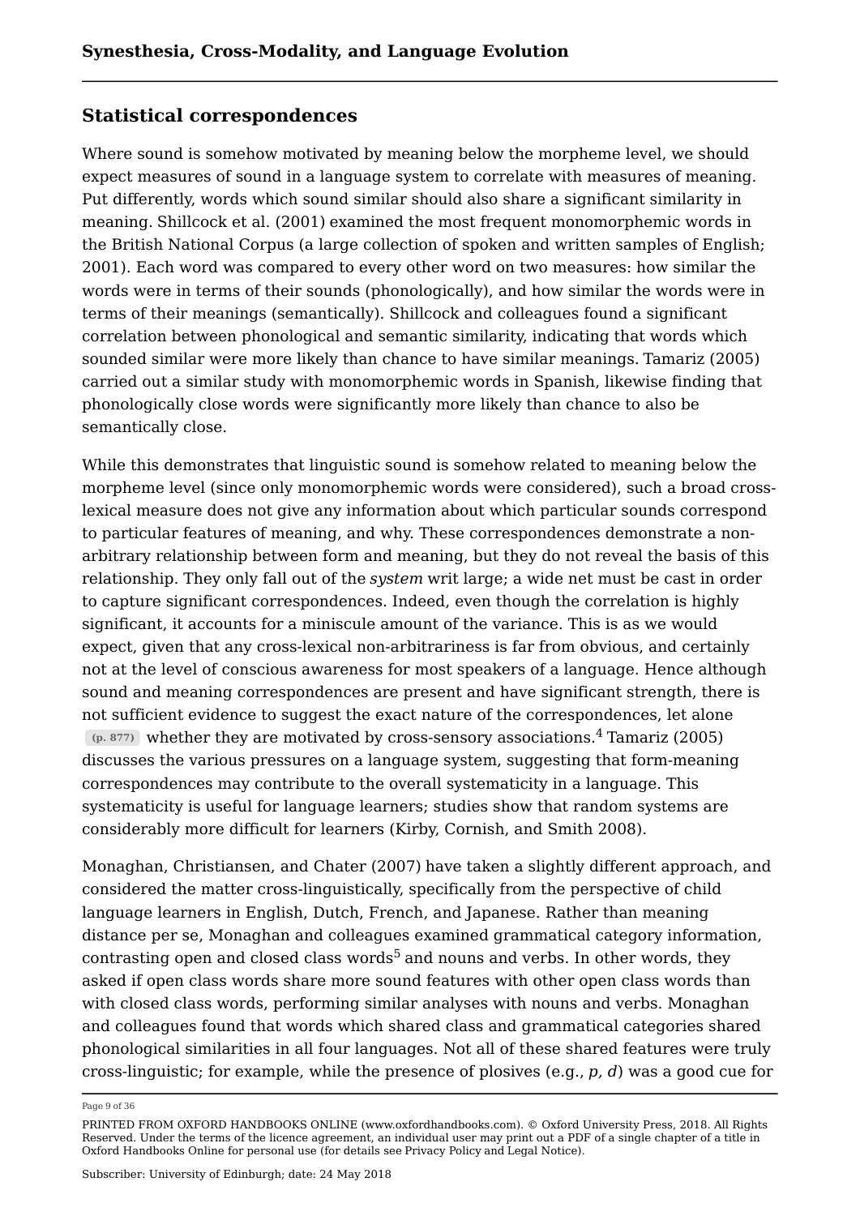## Statistical correspondences

Where sound is somehow motivated by meaning below the morpheme level, we should expect measures of sound in a language system to correlate with measures of meaning. Put differently, words which sound similar should also share a significant similarity in meaning. Shillcock et al. (2001) examined the most frequent monomorphemic words in the British National Corpus (a large collection of spoken and written samples of English; 2001). Each word was compared to every other word on two measures: how similar the words were in terms of their sounds (phonologically), and how similar the words were in terms of their meanings (semantically). Shillcock and colleagues found a significant correlation between phonological and semantic similarity, indicating that words which sounded similar were more likely than chance to have similar meanings. Tamariz (2005) carried out a similar study with monomorphemic words in Spanish, likewise finding that phonologically close words were significantly more likely than chance to also be semantically close.

While this demonstrates that linguistic sound is somehow related to meaning below the morpheme level (since only monomorphemic words were considered), such a broad cross-lexical measure does not give any information about which particular sounds correspond to particular features of meaning, and why. These correspondences demonstrate a non-arbitrary relationship between form and meaning, but they do not reveal the basis of this relationship. They only fall out of the *system* writ large; a wide net must be cast in order to capture significant correspondences. Indeed, even though the correlation is highly significant, it accounts for a miniscule amount of the variance. This is as we would expect, given that any cross-lexical non-arbitrariness is far from obvious, and certainly not at the level of conscious awareness for most speakers of a language. Hence although sound and meaning correspondences are present and have significant strength, there is not sufficient evidence to suggest the exact nature of the correspondences, let alone (p. 877) whether they are motivated by cross-sensory associations.[4] Tamariz (2005) discusses the various pressures on a language system, suggesting that form-meaning correspondences may contribute to the overall systematicity in a language. This systematicity is useful for language learners; studies show that random systems are considerably more difficult for learners (Kirby, Cornish, and Smith 2008).

Monaghan, Christiansen, and Chater (2007) have taken a slightly different approach, and considered the matter cross-linguistically, specifically from the perspective of child language learners in English, Dutch, French, and Japanese. Rather than meaning distance per se, Monaghan and colleagues examined grammatical category information, contrasting open and closed class words[5] and nouns and verbs. In other words, they asked if open class words share more sound features with other open class words than with closed class words, performing similar analyses with nouns and verbs. Monaghan and colleagues found that words which shared class and grammatical categories shared phonological similarities in all four languages. Not all of these shared features were truly cross-linguistic; for example, while the presence of plosives (e.g., *p, d*) was a good cue for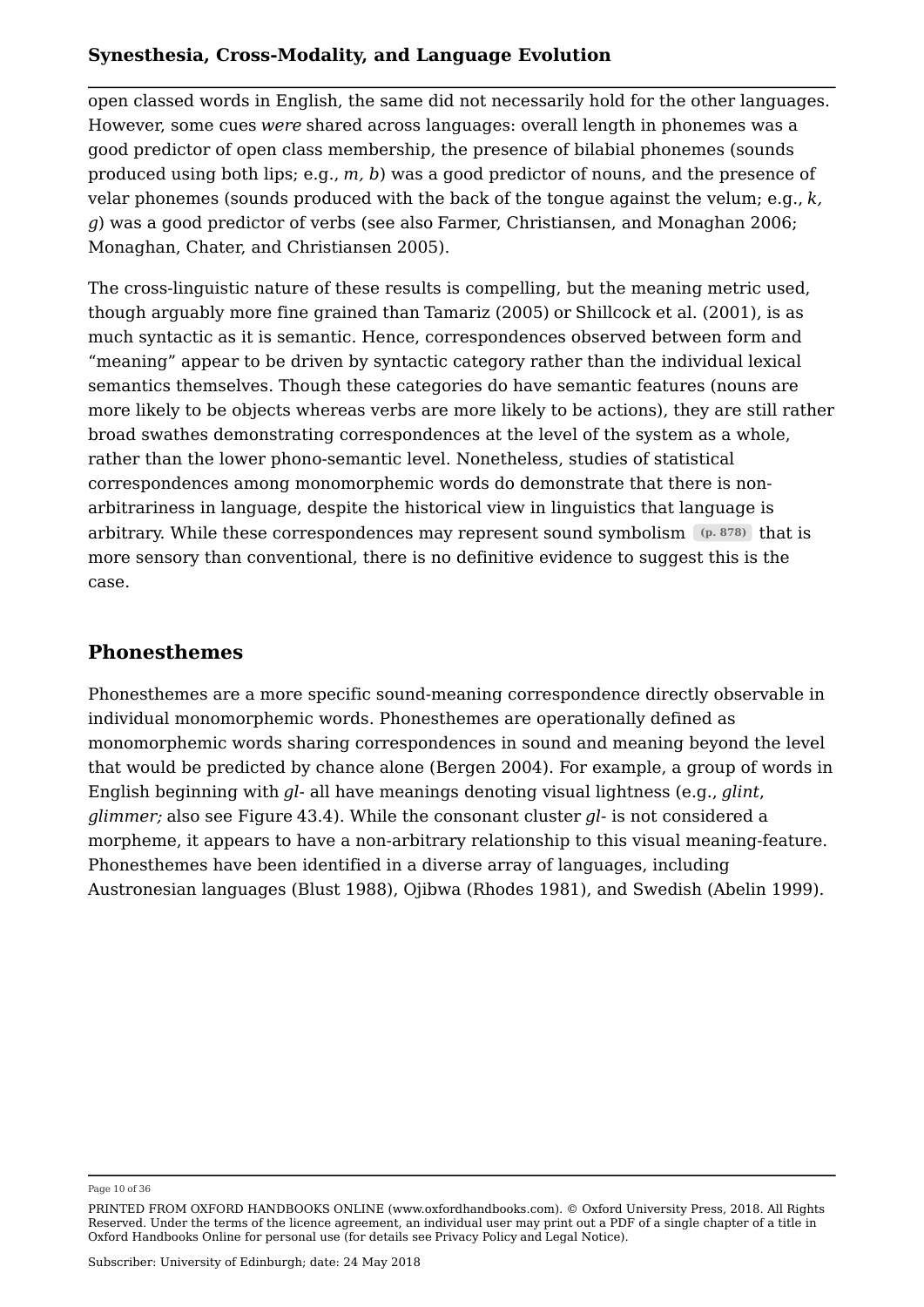open classed words in English, the same did not necessarily hold for the other languages. However, some cues *were* shared across languages: overall length in phonemes was a good predictor of open class membership, the presence of bilabial phonemes (sounds produced using both lips; e.g., *m, b*) was a good predictor of nouns, and the presence of velar phonemes (sounds produced with the back of the tongue against the velum; e.g., *k, g*) was a good predictor of verbs (see also Farmer, Christiansen, and Monaghan 2006; Monaghan, Chater, and Christiansen 2005).

The cross-linguistic nature of these results is compelling, but the meaning metric used, though arguably more fine grained than Tamariz (2005) or Shillcock et al. (2001), is as much syntactic as it is semantic. Hence, correspondences observed between form and "meaning" appear to be driven by syntactic category rather than the individual lexical semantics themselves. Though these categories do have semantic features (nouns are more likely to be objects whereas verbs are more likely to be actions), they are still rather broad swathes demonstrating correspondences at the level of the system as a whole, rather than the lower phono-semantic level. Nonetheless, studies of statistical correspondences among monomorphemic words do demonstrate that there is non-arbitrariness in language, despite the historical view in linguistics that language is arbitrary. While these correspondences may represent sound symbolism (p. 878) that is more sensory than conventional, there is no definitive evidence to suggest this is the case.

## Phonesthemes

Phonesthemes are a more specific sound-meaning correspondence directly observable in individual monomorphemic words. Phonesthemes are operationally defined as monomorphemic words sharing correspondences in sound and meaning beyond the level that would be predicted by chance alone (Bergen 2004). For example, a group of words in English beginning with *gl-* all have meanings denoting visual lightness (e.g., *glint*, *glimmer;* also see Figure 43.4). While the consonant cluster *gl-* is not considered a morpheme, it appears to have a non-arbitrary relationship to this visual meaning-feature. Phonesthemes have been identified in a diverse array of languages, including Austronesian languages (Blust 1988), Ojibwa (Rhodes 1981), and Swedish (Abelin 1999).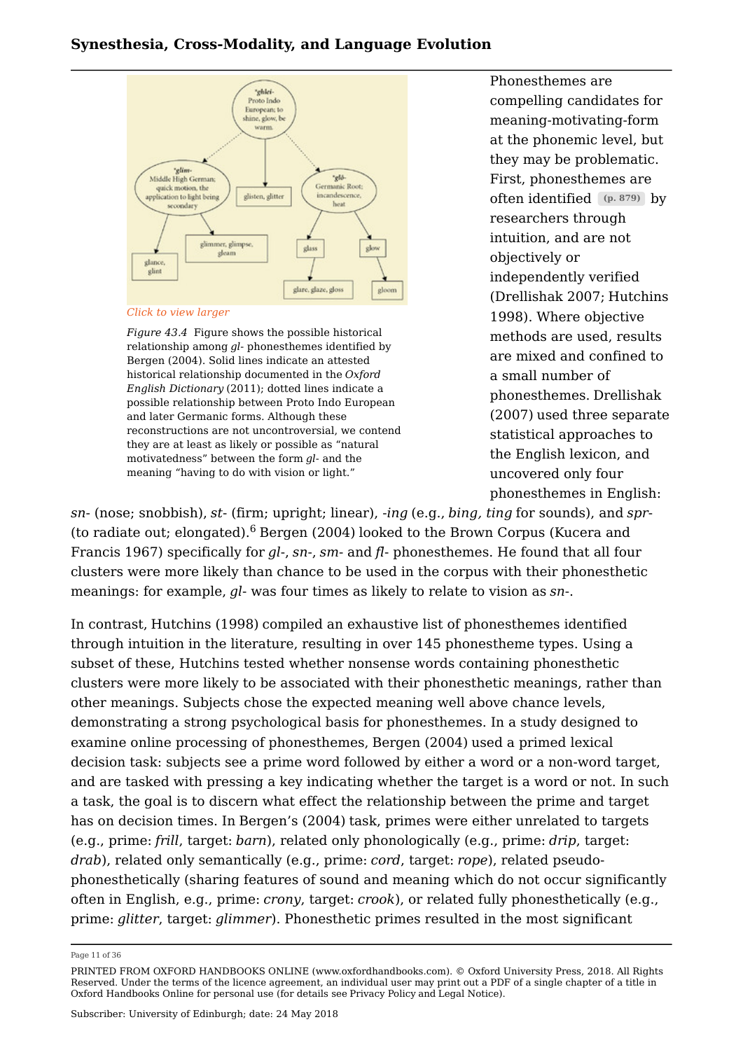*Click to view larger*

*Figure 43.4* Figure shows the possible historical relationship among *gl-* phonesthemes identified by Bergen (2004). Solid lines indicate an attested historical relationship documented in the *Oxford English Dictionary* (2011); dotted lines indicate a possible relationship between Proto Indo European and later Germanic forms. Although these reconstructions are not uncontroversial, we contend they are at least as likely or possible as "natural motivatedness" between the form *gl-* and the meaning "having to do with vision or light."

Phonesthemes are compelling candidates for meaning-motivating-form at the phonemic level, but they may be problematic. First, phonesthemes are often identified (p. 879) by researchers through intuition, and are not objectively or independently verified (Drellishak 2007; Hutchins 1998). Where objective methods are used, results are mixed and confined to a small number of phonesthemes. Drellishak (2007) used three separate statistical approaches to the English lexicon, and uncovered only four phonesthemes in English: *sn-* (nose; snobbish), *st-* (firm; upright; linear), *-ing* (e.g., *bing*, *ting* for sounds), and *spr-* (to radiate out; elongated).[6] Bergen (2004) looked to the Brown Corpus (Kucera and Francis 1967) specifically for *gl-*, *sn-*, *sm-* and *fl-* phonesthemes. He found that all four clusters were more likely than chance to be used in the corpus with their phonesthetic meanings: for example, *gl-* was four times as likely to relate to vision as *sn-*.

In contrast, Hutchins (1998) compiled an exhaustive list of phonesthemes identified through intuition in the literature, resulting in over 145 phonestheme types. Using a subset of these, Hutchins tested whether nonsense words containing phonesthetic clusters were more likely to be associated with their phonesthetic meanings, rather than other meanings. Subjects chose the expected meaning well above chance levels, demonstrating a strong psychological basis for phonesthemes. In a study designed to examine online processing of phonesthemes, Bergen (2004) used a primed lexical decision task: subjects see a prime word followed by either a word or a non-word target, and are tasked with pressing a key indicating whether the target is a word or not. In such a task, the goal is to discern what effect the relationship between the prime and target has on decision times. In Bergen's (2004) task, primes were either unrelated to targets (e.g., prime: *frill*, target: *barn*), related only phonologically (e.g., prime: *drip*, target: *drab*), related only semantically (e.g., prime: *cord*, target: *rope*), related pseudo-phonesthetically (sharing features of sound and meaning which do not occur significantly often in English, e.g., prime: *crony*, target: *crook*), or related fully phonesthetically (e.g., prime: *glitter*, target: *glimmer*). Phonesthetic primes resulted in the most significant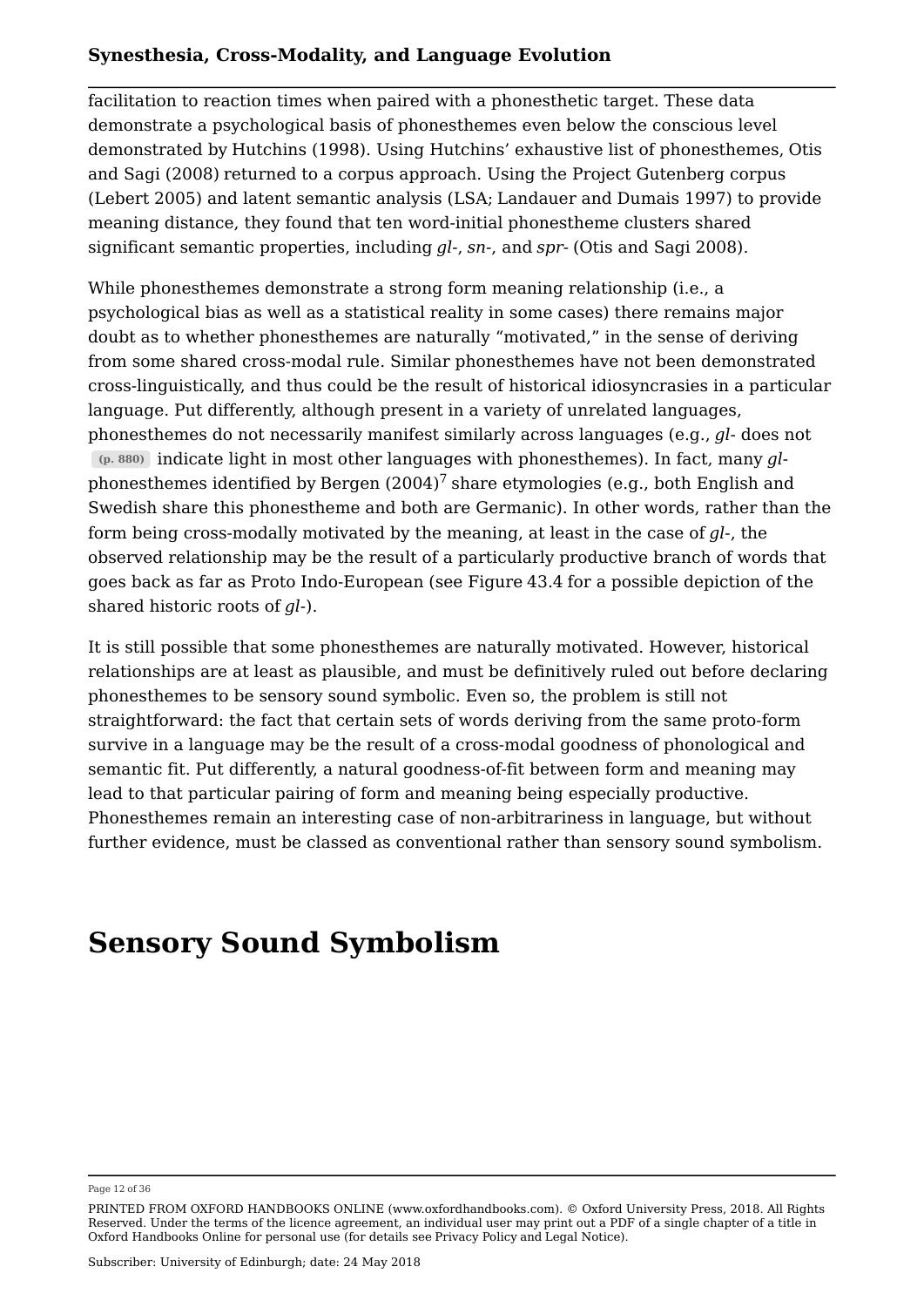facilitation to reaction times when paired with a phonesthetic target. These data demonstrate a psychological basis of phonesthemes even below the conscious level demonstrated by Hutchins (1998). Using Hutchins' exhaustive list of phonesthemes, Otis and Sagi (2008) returned to a corpus approach. Using the Project Gutenberg corpus (Lebert 2005) and latent semantic analysis (LSA; Landauer and Dumais 1997) to provide meaning distance, they found that ten word-initial phonestheme clusters shared significant semantic properties, including *gl-*, *sn-*, and *spr-* (Otis and Sagi 2008).

While phonesthemes demonstrate a strong form meaning relationship (i.e., a psychological bias as well as a statistical reality in some cases) there remains major doubt as to whether phonesthemes are naturally "motivated," in the sense of deriving from some shared cross-modal rule. Similar phonesthemes have not been demonstrated cross-linguistically, and thus could be the result of historical idiosyncrasies in a particular language. Put differently, although present in a variety of unrelated languages, phonesthemes do not necessarily manifest similarly across languages (e.g., *gl-* does not (p. 880) indicate light in most other languages with phonesthemes). In fact, many *gl-* phonesthemes identified by Bergen (2004)[7] share etymologies (e.g., both English and Swedish share this phonestheme and both are Germanic). In other words, rather than the form being cross-modally motivated by the meaning, at least in the case of *gl-*, the observed relationship may be the result of a particularly productive branch of words that goes back as far as Proto Indo-European (see Figure 43.4 for a possible depiction of the shared historic roots of *gl-*).

It is still possible that some phonesthemes are naturally motivated. However, historical relationships are at least as plausible, and must be definitively ruled out before declaring phonesthemes to be sensory sound symbolic. Even so, the problem is still not straightforward: the fact that certain sets of words deriving from the same proto-form survive in a language may be the result of a cross-modal goodness of phonological and semantic fit. Put differently, a natural goodness-of-fit between form and meaning may lead to that particular pairing of form and meaning being especially productive. Phonesthemes remain an interesting case of non-arbitrariness in language, but without further evidence, must be classed as conventional rather than sensory sound symbolism.

# Sensory Sound Symbolism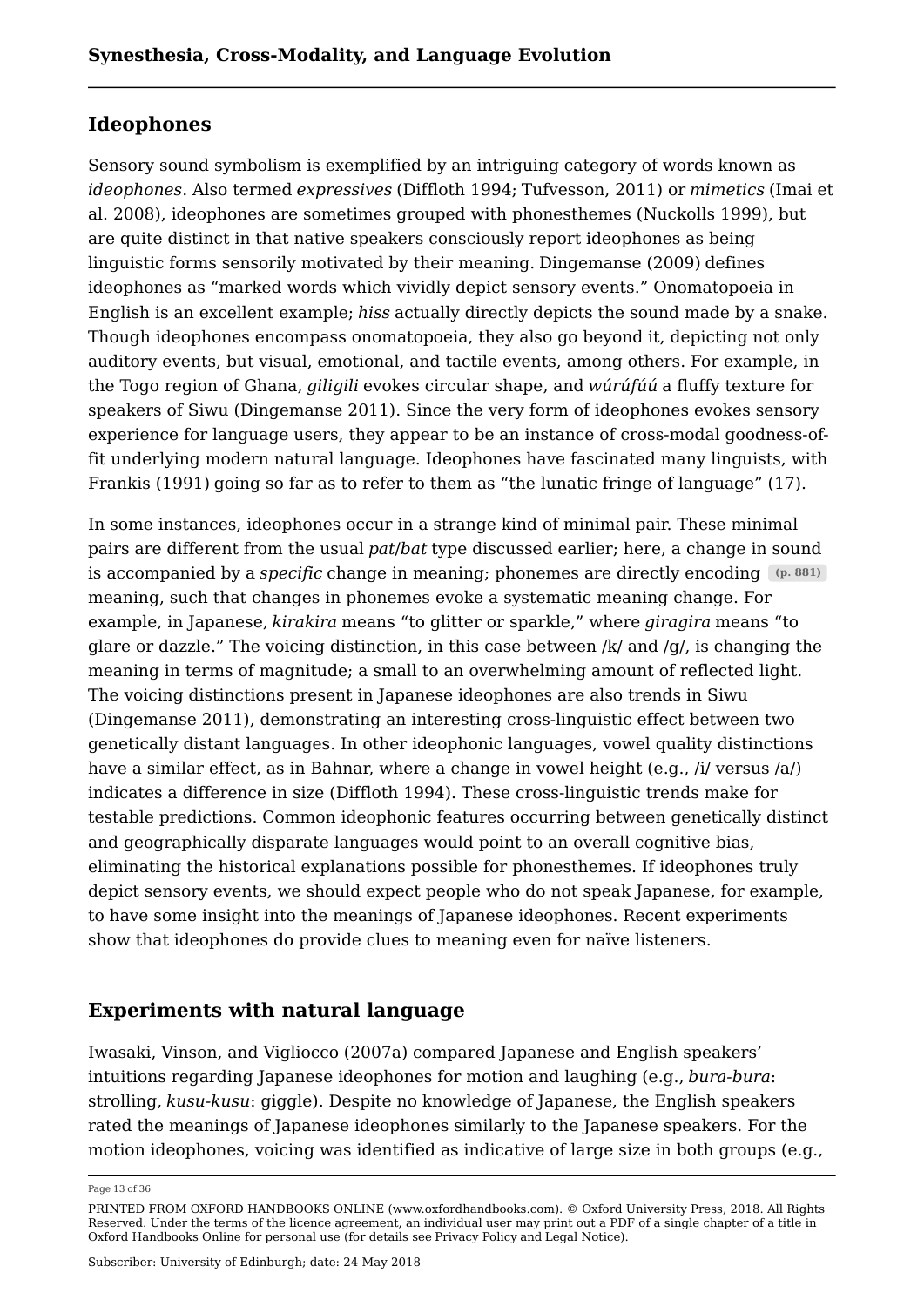## Ideophones

Sensory sound symbolism is exemplified by an intriguing category of words known as *ideophones*. Also termed *expressives* (Diffloth 1994; Tufvesson, 2011) or *mimetics* (Imai et al. 2008), ideophones are sometimes grouped with phonesthemes (Nuckolls 1999), but are quite distinct in that native speakers consciously report ideophones as being linguistic forms sensorily motivated by their meaning. Dingemanse (2009) defines ideophones as "marked words which vividly depict sensory events." Onomatopoeia in English is an excellent example; *hiss* actually directly depicts the sound made by a snake. Though ideophones encompass onomatopoeia, they also go beyond it, depicting not only auditory events, but visual, emotional, and tactile events, among others. For example, in the Togo region of Ghana, *giligili* evokes circular shape, and *wúrúfúú* a fluffy texture for speakers of Siwu (Dingemanse 2011). Since the very form of ideophones evokes sensory experience for language users, they appear to be an instance of cross-modal goodness-of-fit underlying modern natural language. Ideophones have fascinated many linguists, with Frankis (1991) going so far as to refer to them as "the lunatic fringe of language" (17).

In some instances, ideophones occur in a strange kind of minimal pair. These minimal pairs are different from the usual *pat*/*bat* type discussed earlier; here, a change in sound is accompanied by a *specific* change in meaning; phonemes are directly encoding (p. 881) meaning, such that changes in phonemes evoke a systematic meaning change. For example, in Japanese, *kirakira* means "to glitter or sparkle," where *giragira* means "to glare or dazzle." The voicing distinction, in this case between /k/ and /g/, is changing the meaning in terms of magnitude; a small to an overwhelming amount of reflected light. The voicing distinctions present in Japanese ideophones are also trends in Siwu (Dingemanse 2011), demonstrating an interesting cross-linguistic effect between two genetically distant languages. In other ideophonic languages, vowel quality distinctions have a similar effect, as in Bahnar, where a change in vowel height (e.g., /i/ versus /a/) indicates a difference in size (Diffloth 1994). These cross-linguistic trends make for testable predictions. Common ideophonic features occurring between genetically distinct and geographically disparate languages would point to an overall cognitive bias, eliminating the historical explanations possible for phonesthemes. If ideophones truly depict sensory events, we should expect people who do not speak Japanese, for example, to have some insight into the meanings of Japanese ideophones. Recent experiments show that ideophones do provide clues to meaning even for naïve listeners.

## Experiments with natural language

Iwasaki, Vinson, and Vigliocco (2007a) compared Japanese and English speakers' intuitions regarding Japanese ideophones for motion and laughing (e.g., *bura-bura*: strolling, *kusu-kusu*: giggle). Despite no knowledge of Japanese, the English speakers rated the meanings of Japanese ideophones similarly to the Japanese speakers. For the motion ideophones, voicing was identified as indicative of large size in both groups (e.g.,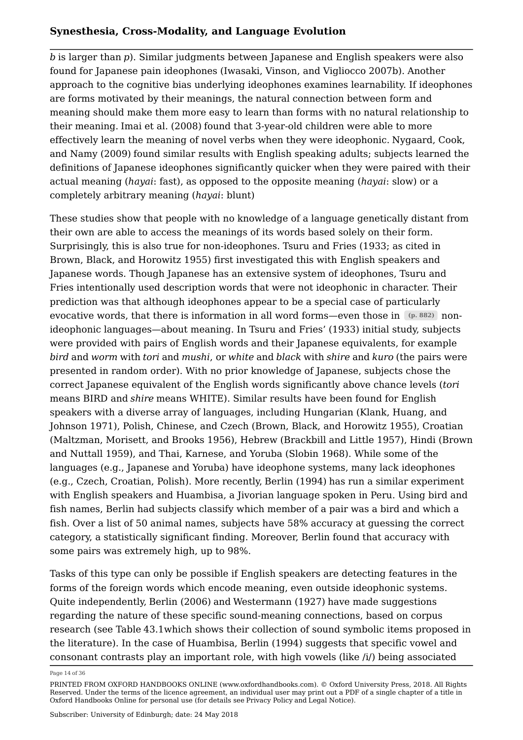*b* is larger than *p*). Similar judgments between Japanese and English speakers were also found for Japanese pain ideophones (Iwasaki, Vinson, and Vigliocco 2007b). Another approach to the cognitive bias underlying ideophones examines learnability. If ideophones are forms motivated by their meanings, the natural connection between form and meaning should make them more easy to learn than forms with no natural relationship to their meaning. Imai et al. (2008) found that 3-year-old children were able to more effectively learn the meaning of novel verbs when they were ideophonic. Nygaard, Cook, and Namy (2009) found similar results with English speaking adults; subjects learned the definitions of Japanese ideophones significantly quicker when they were paired with their actual meaning (*hayai*: fast), as opposed to the opposite meaning (*hayai*: slow) or a completely arbitrary meaning (*hayai*: blunt)

These studies show that people with no knowledge of a language genetically distant from their own are able to access the meanings of its words based solely on their form. Surprisingly, this is also true for non-ideophones. Tsuru and Fries (1933; as cited in Brown, Black, and Horowitz 1955) first investigated this with English speakers and Japanese words. Though Japanese has an extensive system of ideophones, Tsuru and Fries intentionally used description words that were not ideophonic in character. Their prediction was that although ideophones appear to be a special case of particularly evocative words, that there is information in all word forms—even those in (p. 882) non-ideophonic languages—about meaning. In Tsuru and Fries' (1933) initial study, subjects were provided with pairs of English words and their Japanese equivalents, for example *bird* and *worm* with *tori* and *mushi*, or *white* and *black* with *shire* and *kuro* (the pairs were presented in random order). With no prior knowledge of Japanese, subjects chose the correct Japanese equivalent of the English words significantly above chance levels (*tori* means BIRD and *shire* means WHITE). Similar results have been found for English speakers with a diverse array of languages, including Hungarian (Klank, Huang, and Johnson 1971), Polish, Chinese, and Czech (Brown, Black, and Horowitz 1955), Croatian (Maltzman, Morisett, and Brooks 1956), Hebrew (Brackbill and Little 1957), Hindi (Brown and Nuttall 1959), and Thai, Karnese, and Yoruba (Slobin 1968). While some of the languages (e.g., Japanese and Yoruba) have ideophone systems, many lack ideophones (e.g., Czech, Croatian, Polish). More recently, Berlin (1994) has run a similar experiment with English speakers and Huambisa, a Jivorian language spoken in Peru. Using bird and fish names, Berlin had subjects classify which member of a pair was a bird and which a fish. Over a list of 50 animal names, subjects have 58% accuracy at guessing the correct category, a statistically significant finding. Moreover, Berlin found that accuracy with some pairs was extremely high, up to 98%.

Tasks of this type can only be possible if English speakers are detecting features in the forms of the foreign words which encode meaning, even outside ideophonic systems. Quite independently, Berlin (2006) and Westermann (1927) have made suggestions regarding the nature of these specific sound-meaning connections, based on corpus research (see Table 43.1which shows their collection of sound symbolic items proposed in the literature). In the case of Huambisa, Berlin (1994) suggests that specific vowel and consonant contrasts play an important role, with high vowels (like /i/) being associated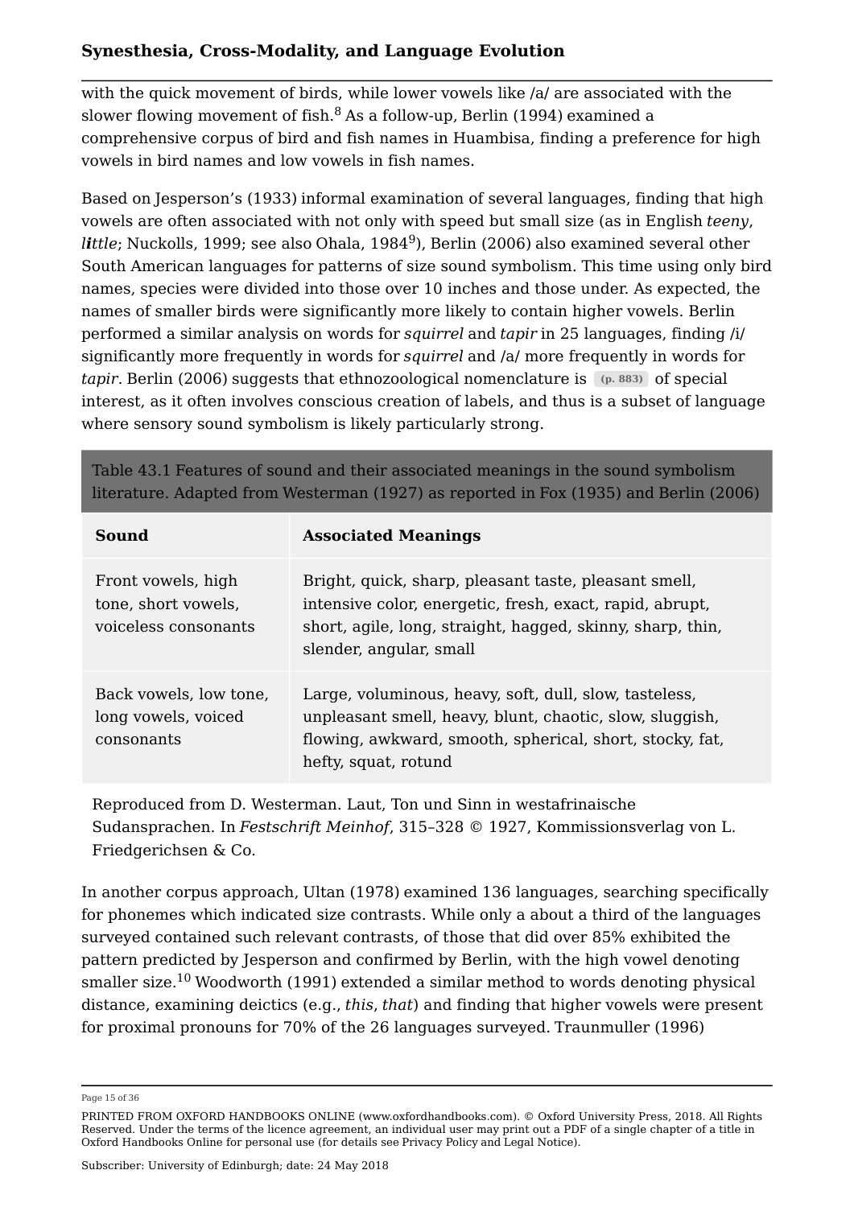with the quick movement of birds, while lower vowels like /a/ are associated with the slower flowing movement of fish.[8] As a follow-up, Berlin (1994) examined a comprehensive corpus of bird and fish names in Huambisa, finding a preference for high vowels in bird names and low vowels in fish names.

Based on Jesperson's (1933) informal examination of several languages, finding that high vowels are often associated with not only with speed but small size (as in English *teeny*, *little*; Nuckolls, 1999; see also Ohala, 1984[9]), Berlin (2006) also examined several other South American languages for patterns of size sound symbolism. This time using only bird names, species were divided into those over 10 inches and those under. As expected, the names of smaller birds were significantly more likely to contain higher vowels. Berlin performed a similar analysis on words for *squirrel* and *tapir* in 25 languages, finding /i/ significantly more frequently in words for *squirrel* and /a/ more frequently in words for *tapir*. Berlin (2006) suggests that ethnozoological nomenclature is (p. 883) of special interest, as it often involves conscious creation of labels, and thus is a subset of language where sensory sound symbolism is likely particularly strong.

Table 43.1 Features of sound and their associated meanings in the sound symbolism literature. Adapted from Westerman (1927) as reported in Fox (1935) and Berlin (2006)

| **Sound** | **Associated Meanings** |
|---|---|
| Front vowels, high tone, short vowels, voiceless consonants | Bright, quick, sharp, pleasant taste, pleasant smell, intensive color, energetic, fresh, exact, rapid, abrupt, short, agile, long, straight, hagged, skinny, sharp, thin, slender, angular, small |
| Back vowels, low tone, long vowels, voiced consonants | Large, voluminous, heavy, soft, dull, slow, tasteless, unpleasant smell, heavy, blunt, chaotic, slow, sluggish, flowing, awkward, smooth, spherical, short, stocky, fat, hefty, squat, rotund |

Reproduced from D. Westerman. Laut, Ton und Sinn in westafrinaische Sudansprachen. In *Festschrift Meinhof*, 315–328 © 1927, Kommissionsverlag von L. Friedgerichsen & Co.

In another corpus approach, Ultan (1978) examined 136 languages, searching specifically for phonemes which indicated size contrasts. While only a about a third of the languages surveyed contained such relevant contrasts, of those that did over 85% exhibited the pattern predicted by Jesperson and confirmed by Berlin, with the high vowel denoting smaller size.[10] Woodworth (1991) extended a similar method to words denoting physical distance, examining deictics (e.g., *this*, *that*) and finding that higher vowels were present for proximal pronouns for 70% of the 26 languages surveyed. Traunmuller (1996)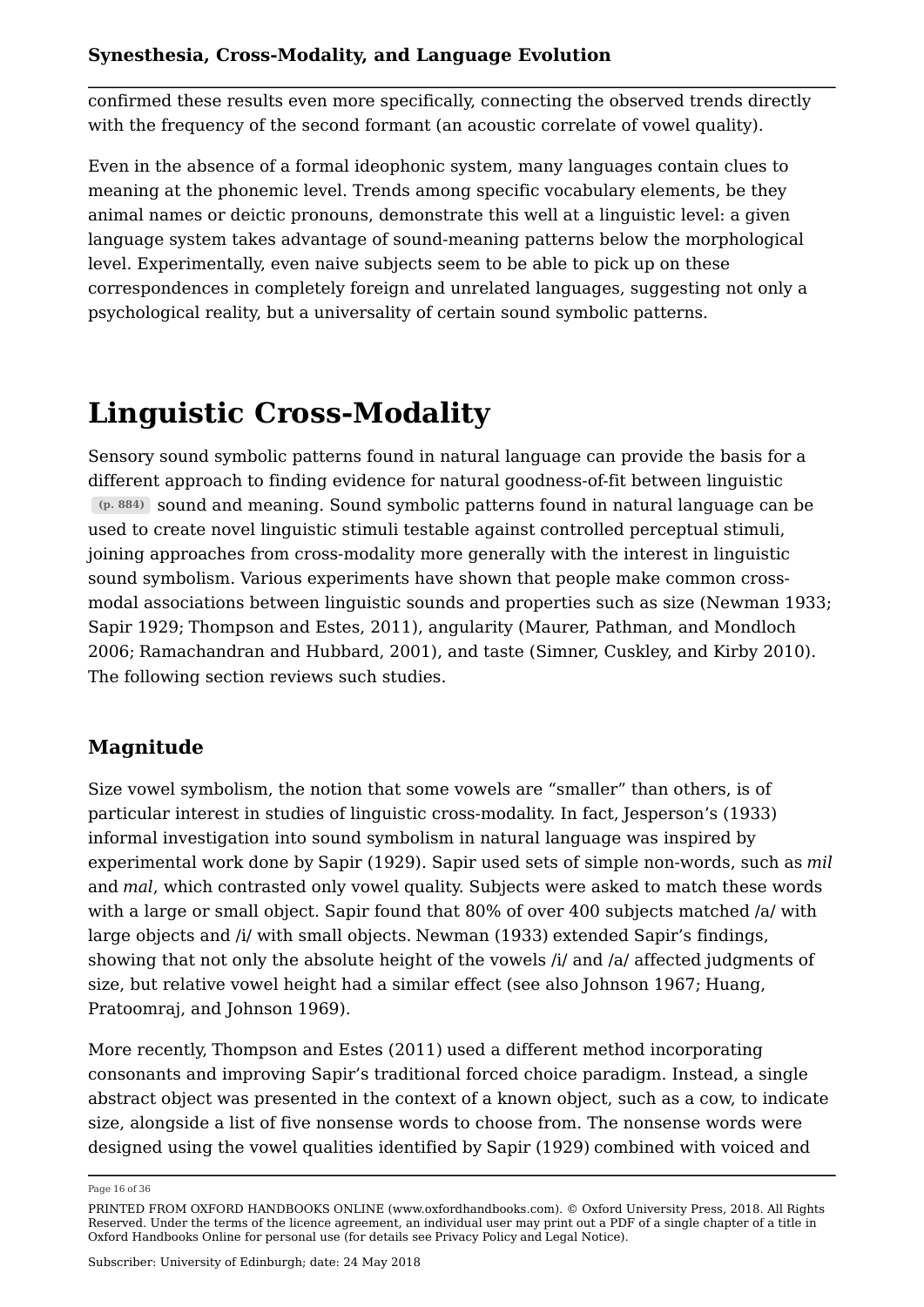confirmed these results even more specifically, connecting the observed trends directly with the frequency of the second formant (an acoustic correlate of vowel quality).

Even in the absence of a formal ideophonic system, many languages contain clues to meaning at the phonemic level. Trends among specific vocabulary elements, be they animal names or deictic pronouns, demonstrate this well at a linguistic level: a given language system takes advantage of sound-meaning patterns below the morphological level. Experimentally, even naive subjects seem to be able to pick up on these correspondences in completely foreign and unrelated languages, suggesting not only a psychological reality, but a universality of certain sound symbolic patterns.

# Linguistic Cross-Modality

Sensory sound symbolic patterns found in natural language can provide the basis for a different approach to finding evidence for natural goodness-of-fit between linguistic (p. 884) sound and meaning. Sound symbolic patterns found in natural language can be used to create novel linguistic stimuli testable against controlled perceptual stimuli, joining approaches from cross-modality more generally with the interest in linguistic sound symbolism. Various experiments have shown that people make common cross-modal associations between linguistic sounds and properties such as size (Newman 1933; Sapir 1929; Thompson and Estes, 2011), angularity (Maurer, Pathman, and Mondloch 2006; Ramachandran and Hubbard, 2001), and taste (Simner, Cuskley, and Kirby 2010). The following section reviews such studies.

## Magnitude

Size vowel symbolism, the notion that some vowels are "smaller" than others, is of particular interest in studies of linguistic cross-modality. In fact, Jesperson's (1933) informal investigation into sound symbolism in natural language was inspired by experimental work done by Sapir (1929). Sapir used sets of simple non-words, such as *mil* and *mal*, which contrasted only vowel quality. Subjects were asked to match these words with a large or small object. Sapir found that 80% of over 400 subjects matched /a/ with large objects and /i/ with small objects. Newman (1933) extended Sapir's findings, showing that not only the absolute height of the vowels /i/ and /a/ affected judgments of size, but relative vowel height had a similar effect (see also Johnson 1967; Huang, Pratoomraj, and Johnson 1969).

More recently, Thompson and Estes (2011) used a different method incorporating consonants and improving Sapir's traditional forced choice paradigm. Instead, a single abstract object was presented in the context of a known object, such as a cow, to indicate size, alongside a list of five nonsense words to choose from. The nonsense words were designed using the vowel qualities identified by Sapir (1929) combined with voiced and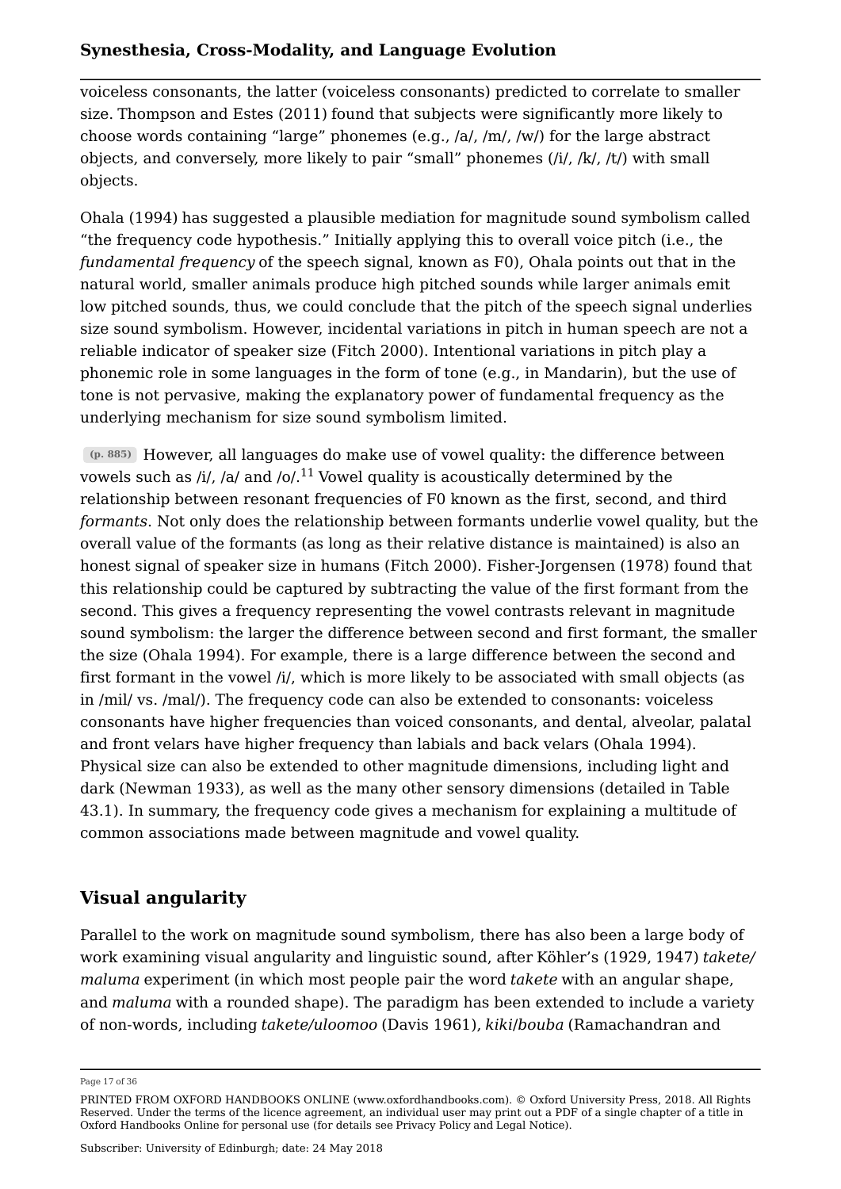voiceless consonants, the latter (voiceless consonants) predicted to correlate to smaller size. Thompson and Estes (2011) found that subjects were significantly more likely to choose words containing "large" phonemes (e.g., /a/, /m/, /w/) for the large abstract objects, and conversely, more likely to pair "small" phonemes (/i/, /k/, /t/) with small objects.

Ohala (1994) has suggested a plausible mediation for magnitude sound symbolism called "the frequency code hypothesis." Initially applying this to overall voice pitch (i.e., the *fundamental frequency* of the speech signal, known as F0), Ohala points out that in the natural world, smaller animals produce high pitched sounds while larger animals emit low pitched sounds, thus, we could conclude that the pitch of the speech signal underlies size sound symbolism. However, incidental variations in pitch in human speech are not a reliable indicator of speaker size (Fitch 2000). Intentional variations in pitch play a phonemic role in some languages in the form of tone (e.g., in Mandarin), but the use of tone is not pervasive, making the explanatory power of fundamental frequency as the underlying mechanism for size sound symbolism limited.

(p. 885) However, all languages do make use of vowel quality: the difference between vowels such as /i/, /a/ and /o/.[11] Vowel quality is acoustically determined by the relationship between resonant frequencies of F0 known as the first, second, and third *formants*. Not only does the relationship between formants underlie vowel quality, but the overall value of the formants (as long as their relative distance is maintained) is also an honest signal of speaker size in humans (Fitch 2000). Fisher-Jorgensen (1978) found that this relationship could be captured by subtracting the value of the first formant from the second. This gives a frequency representing the vowel contrasts relevant in magnitude sound symbolism: the larger the difference between second and first formant, the smaller the size (Ohala 1994). For example, there is a large difference between the second and first formant in the vowel /i/, which is more likely to be associated with small objects (as in /mil/ vs. /mal/). The frequency code can also be extended to consonants: voiceless consonants have higher frequencies than voiced consonants, and dental, alveolar, palatal and front velars have higher frequency than labials and back velars (Ohala 1994). Physical size can also be extended to other magnitude dimensions, including light and dark (Newman 1933), as well as the many other sensory dimensions (detailed in Table 43.1). In summary, the frequency code gives a mechanism for explaining a multitude of common associations made between magnitude and vowel quality.

## Visual angularity

Parallel to the work on magnitude sound symbolism, there has also been a large body of work examining visual angularity and linguistic sound, after Köhler's (1929, 1947) *takete/maluma* experiment (in which most people pair the word *takete* with an angular shape, and *maluma* with a rounded shape). The paradigm has been extended to include a variety of non-words, including *takete/uloomoo* (Davis 1961), *kiki/bouba* (Ramachandran and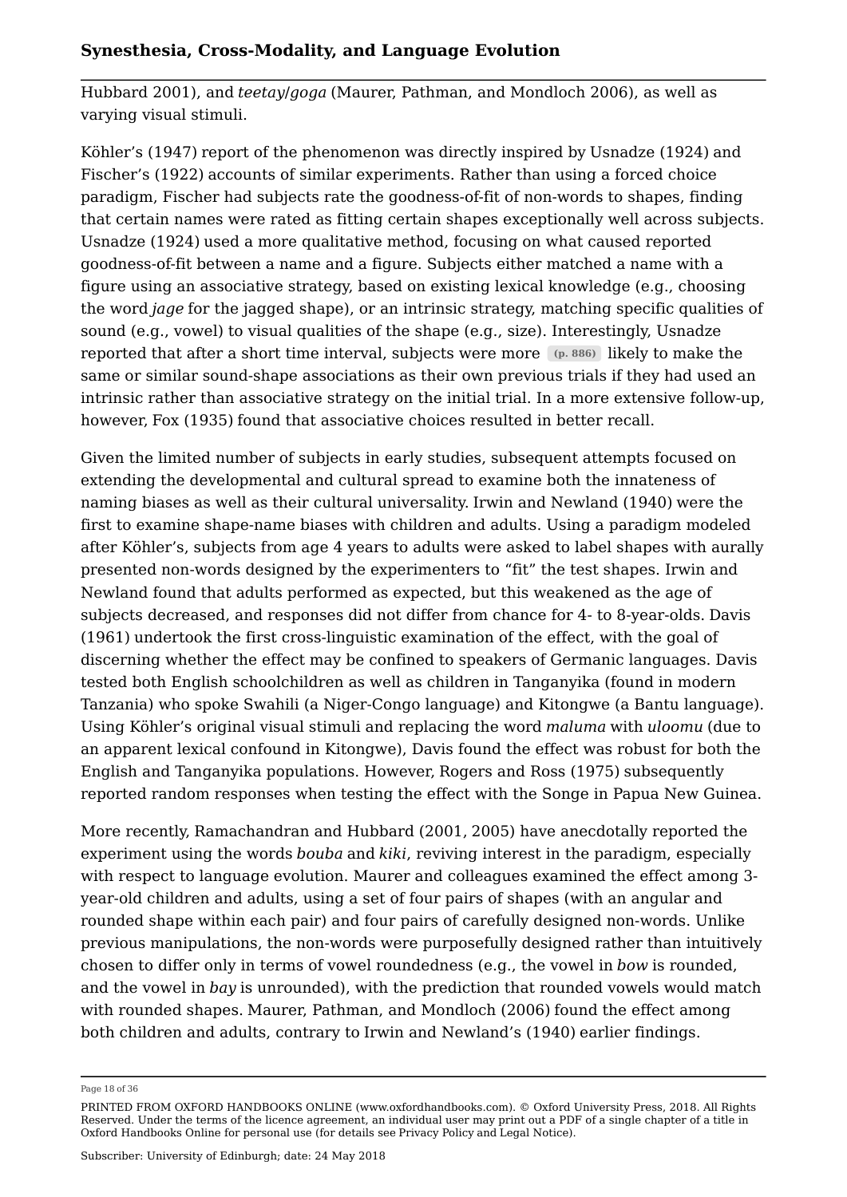Hubbard 2001), and *teetay*/*goga* (Maurer, Pathman, and Mondloch 2006), as well as varying visual stimuli.

Köhler's (1947) report of the phenomenon was directly inspired by Usnadze (1924) and Fischer's (1922) accounts of similar experiments. Rather than using a forced choice paradigm, Fischer had subjects rate the goodness-of-fit of non-words to shapes, finding that certain names were rated as fitting certain shapes exceptionally well across subjects. Usnadze (1924) used a more qualitative method, focusing on what caused reported goodness-of-fit between a name and a figure. Subjects either matched a name with a figure using an associative strategy, based on existing lexical knowledge (e.g., choosing the word *jage* for the jagged shape), or an intrinsic strategy, matching specific qualities of sound (e.g., vowel) to visual qualities of the shape (e.g., size). Interestingly, Usnadze reported that after a short time interval, subjects were more (p. 886) likely to make the same or similar sound-shape associations as their own previous trials if they had used an intrinsic rather than associative strategy on the initial trial. In a more extensive follow-up, however, Fox (1935) found that associative choices resulted in better recall.

Given the limited number of subjects in early studies, subsequent attempts focused on extending the developmental and cultural spread to examine both the innateness of naming biases as well as their cultural universality. Irwin and Newland (1940) were the first to examine shape-name biases with children and adults. Using a paradigm modeled after Köhler's, subjects from age 4 years to adults were asked to label shapes with aurally presented non-words designed by the experimenters to "fit" the test shapes. Irwin and Newland found that adults performed as expected, but this weakened as the age of subjects decreased, and responses did not differ from chance for 4- to 8-year-olds. Davis (1961) undertook the first cross-linguistic examination of the effect, with the goal of discerning whether the effect may be confined to speakers of Germanic languages. Davis tested both English schoolchildren as well as children in Tanganyika (found in modern Tanzania) who spoke Swahili (a Niger-Congo language) and Kitongwe (a Bantu language). Using Köhler's original visual stimuli and replacing the word *maluma* with *uloomu* (due to an apparent lexical confound in Kitongwe), Davis found the effect was robust for both the English and Tanganyika populations. However, Rogers and Ross (1975) subsequently reported random responses when testing the effect with the Songe in Papua New Guinea.

More recently, Ramachandran and Hubbard (2001, 2005) have anecdotally reported the experiment using the words *bouba* and *kiki*, reviving interest in the paradigm, especially with respect to language evolution. Maurer and colleagues examined the effect among 3-year-old children and adults, using a set of four pairs of shapes (with an angular and rounded shape within each pair) and four pairs of carefully designed non-words. Unlike previous manipulations, the non-words were purposefully designed rather than intuitively chosen to differ only in terms of vowel roundedness (e.g., the vowel in *bow* is rounded, and the vowel in *bay* is unrounded), with the prediction that rounded vowels would match with rounded shapes. Maurer, Pathman, and Mondloch (2006) found the effect among both children and adults, contrary to Irwin and Newland's (1940) earlier findings.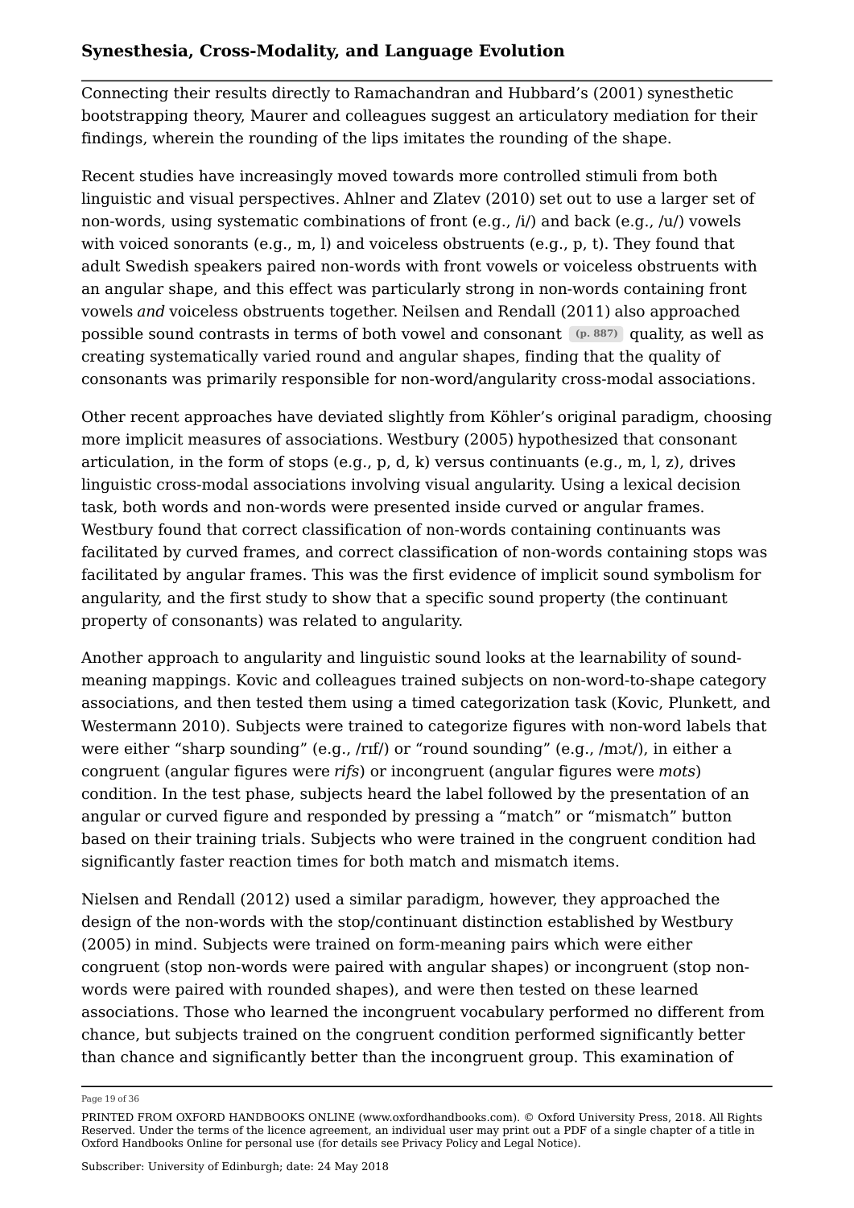Connecting their results directly to Ramachandran and Hubbard's (2001) synesthetic bootstrapping theory, Maurer and colleagues suggest an articulatory mediation for their findings, wherein the rounding of the lips imitates the rounding of the shape.

Recent studies have increasingly moved towards more controlled stimuli from both linguistic and visual perspectives. Ahlner and Zlatev (2010) set out to use a larger set of non-words, using systematic combinations of front (e.g., /i/) and back (e.g., /u/) vowels with voiced sonorants (e.g., m, l) and voiceless obstruents (e.g., p, t). They found that adult Swedish speakers paired non-words with front vowels or voiceless obstruents with an angular shape, and this effect was particularly strong in non-words containing front vowels *and* voiceless obstruents together. Neilsen and Rendall (2011) also approached possible sound contrasts in terms of both vowel and consonant (p. 887) quality, as well as creating systematically varied round and angular shapes, finding that the quality of consonants was primarily responsible for non-word/angularity cross-modal associations.

Other recent approaches have deviated slightly from Köhler's original paradigm, choosing more implicit measures of associations. Westbury (2005) hypothesized that consonant articulation, in the form of stops (e.g., p, d, k) versus continuants (e.g., m, l, z), drives linguistic cross-modal associations involving visual angularity. Using a lexical decision task, both words and non-words were presented inside curved or angular frames. Westbury found that correct classification of non-words containing continuants was facilitated by curved frames, and correct classification of non-words containing stops was facilitated by angular frames. This was the first evidence of implicit sound symbolism for angularity, and the first study to show that a specific sound property (the continuant property of consonants) was related to angularity.

Another approach to angularity and linguistic sound looks at the learnability of sound-meaning mappings. Kovic and colleagues trained subjects on non-word-to-shape category associations, and then tested them using a timed categorization task (Kovic, Plunkett, and Westermann 2010). Subjects were trained to categorize figures with non-word labels that were either "sharp sounding" (e.g., /rɪf/) or "round sounding" (e.g., /mɔt/), in either a congruent (angular figures were *rifs*) or incongruent (angular figures were *mots*) condition. In the test phase, subjects heard the label followed by the presentation of an angular or curved figure and responded by pressing a "match" or "mismatch" button based on their training trials. Subjects who were trained in the congruent condition had significantly faster reaction times for both match and mismatch items.

Nielsen and Rendall (2012) used a similar paradigm, however, they approached the design of the non-words with the stop/continuant distinction established by Westbury (2005) in mind. Subjects were trained on form-meaning pairs which were either congruent (stop non-words were paired with angular shapes) or incongruent (stop non-words were paired with rounded shapes), and were then tested on these learned associations. Those who learned the incongruent vocabulary performed no different from chance, but subjects trained on the congruent condition performed significantly better than chance and significantly better than the incongruent group. This examination of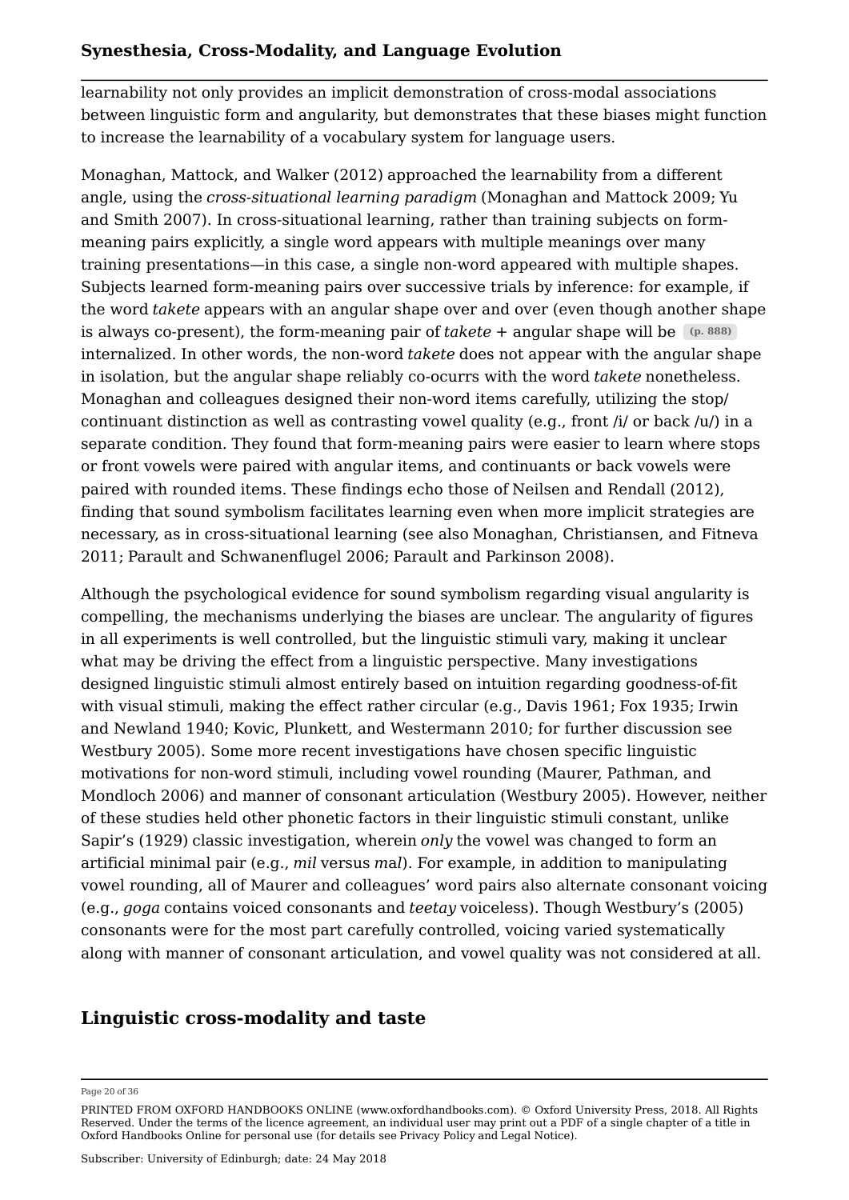learnability not only provides an implicit demonstration of cross-modal associations between linguistic form and angularity, but demonstrates that these biases might function to increase the learnability of a vocabulary system for language users.

Monaghan, Mattock, and Walker (2012) approached the learnability from a different angle, using the *cross-situational learning paradigm* (Monaghan and Mattock 2009; Yu and Smith 2007). In cross-situational learning, rather than training subjects on form-meaning pairs explicitly, a single word appears with multiple meanings over many training presentations—in this case, a single non-word appeared with multiple shapes. Subjects learned form-meaning pairs over successive trials by inference: for example, if the word *takete* appears with an angular shape over and over (even though another shape is always co-present), the form-meaning pair of *takete* + angular shape will be (p. 888) internalized. In other words, the non-word *takete* does not appear with the angular shape in isolation, but the angular shape reliably co-ocurrs with the word *takete* nonetheless. Monaghan and colleagues designed their non-word items carefully, utilizing the stop/continuant distinction as well as contrasting vowel quality (e.g., front /i/ or back /u/) in a separate condition. They found that form-meaning pairs were easier to learn where stops or front vowels were paired with angular items, and continuants or back vowels were paired with rounded items. These findings echo those of Neilsen and Rendall (2012), finding that sound symbolism facilitates learning even when more implicit strategies are necessary, as in cross-situational learning (see also Monaghan, Christiansen, and Fitneva 2011; Parault and Schwanenflugel 2006; Parault and Parkinson 2008).

Although the psychological evidence for sound symbolism regarding visual angularity is compelling, the mechanisms underlying the biases are unclear. The angularity of figures in all experiments is well controlled, but the linguistic stimuli vary, making it unclear what may be driving the effect from a linguistic perspective. Many investigations designed linguistic stimuli almost entirely based on intuition regarding goodness-of-fit with visual stimuli, making the effect rather circular (e.g., Davis 1961; Fox 1935; Irwin and Newland 1940; Kovic, Plunkett, and Westermann 2010; for further discussion see Westbury 2005). Some more recent investigations have chosen specific linguistic motivations for non-word stimuli, including vowel rounding (Maurer, Pathman, and Mondloch 2006) and manner of consonant articulation (Westbury 2005). However, neither of these studies held other phonetic factors in their linguistic stimuli constant, unlike Sapir's (1929) classic investigation, wherein *only* the vowel was changed to form an artificial minimal pair (e.g., *mil* versus *mal*). For example, in addition to manipulating vowel rounding, all of Maurer and colleagues' word pairs also alternate consonant voicing (e.g., *goga* contains voiced consonants and *teetay* voiceless). Though Westbury's (2005) consonants were for the most part carefully controlled, voicing varied systematically along with manner of consonant articulation, and vowel quality was not considered at all.

## Linguistic cross-modality and taste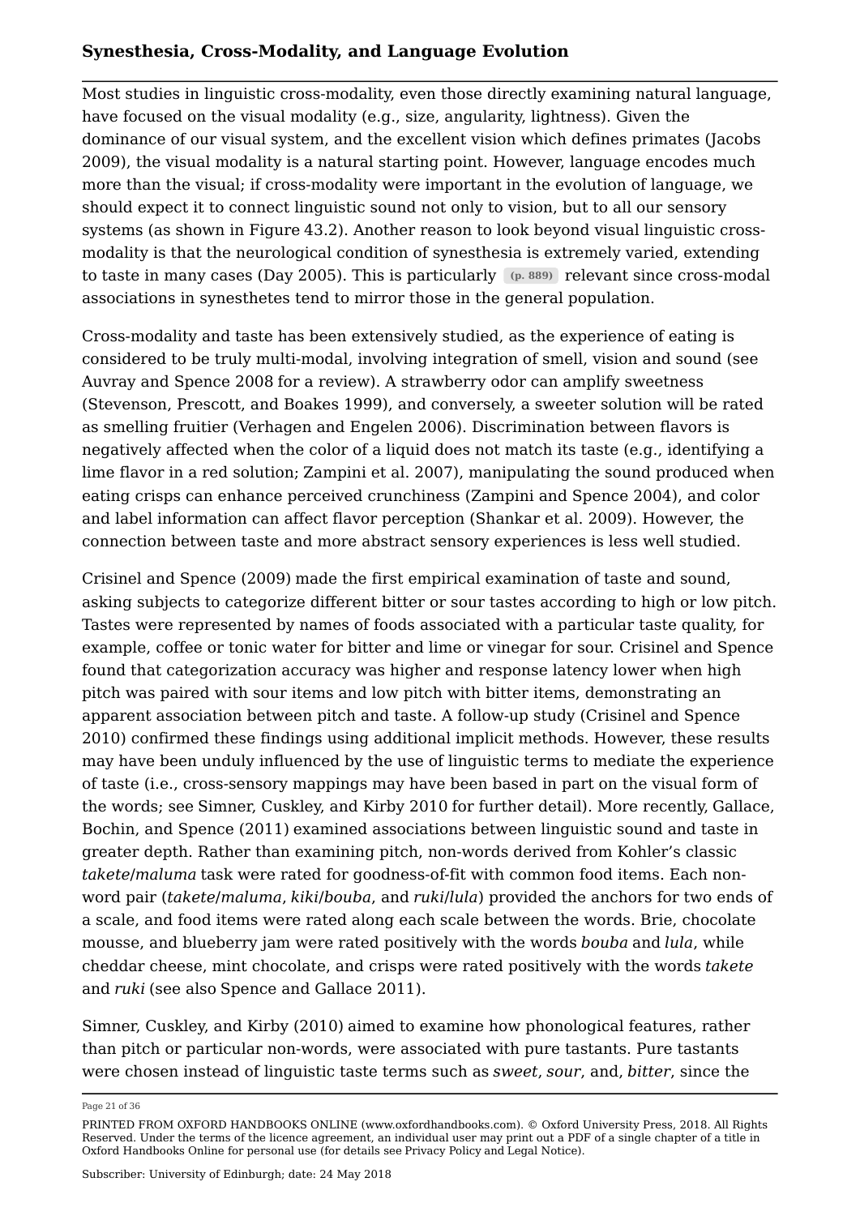Most studies in linguistic cross-modality, even those directly examining natural language, have focused on the visual modality (e.g., size, angularity, lightness). Given the dominance of our visual system, and the excellent vision which defines primates (Jacobs 2009), the visual modality is a natural starting point. However, language encodes much more than the visual; if cross-modality were important in the evolution of language, we should expect it to connect linguistic sound not only to vision, but to all our sensory systems (as shown in Figure 43.2). Another reason to look beyond visual linguistic cross-modality is that the neurological condition of synesthesia is extremely varied, extending to taste in many cases (Day 2005). This is particularly **(p. 889)** relevant since cross-modal associations in synesthetes tend to mirror those in the general population.

Cross-modality and taste has been extensively studied, as the experience of eating is considered to be truly multi-modal, involving integration of smell, vision and sound (see Auvray and Spence 2008 for a review). A strawberry odor can amplify sweetness (Stevenson, Prescott, and Boakes 1999), and conversely, a sweeter solution will be rated as smelling fruitier (Verhagen and Engelen 2006). Discrimination between flavors is negatively affected when the color of a liquid does not match its taste (e.g., identifying a lime flavor in a red solution; Zampini et al. 2007), manipulating the sound produced when eating crisps can enhance perceived crunchiness (Zampini and Spence 2004), and color and label information can affect flavor perception (Shankar et al. 2009). However, the connection between taste and more abstract sensory experiences is less well studied.

Crisinel and Spence (2009) made the first empirical examination of taste and sound, asking subjects to categorize different bitter or sour tastes according to high or low pitch. Tastes were represented by names of foods associated with a particular taste quality, for example, coffee or tonic water for bitter and lime or vinegar for sour. Crisinel and Spence found that categorization accuracy was higher and response latency lower when high pitch was paired with sour items and low pitch with bitter items, demonstrating an apparent association between pitch and taste. A follow-up study (Crisinel and Spence 2010) confirmed these findings using additional implicit methods. However, these results may have been unduly influenced by the use of linguistic terms to mediate the experience of taste (i.e., cross-sensory mappings may have been based in part on the visual form of the words; see Simner, Cuskley, and Kirby 2010 for further detail). More recently, Gallace, Bochin, and Spence (2011) examined associations between linguistic sound and taste in greater depth. Rather than examining pitch, non-words derived from Kohler's classic *takete*/*maluma* task were rated for goodness-of-fit with common food items. Each non-word pair (*takete*/*maluma*, *kiki*/*bouba*, and *ruki*/*lula*) provided the anchors for two ends of a scale, and food items were rated along each scale between the words. Brie, chocolate mousse, and blueberry jam were rated positively with the words *bouba* and *lula*, while cheddar cheese, mint chocolate, and crisps were rated positively with the words *takete* and *ruki* (see also Spence and Gallace 2011).

Simner, Cuskley, and Kirby (2010) aimed to examine how phonological features, rather than pitch or particular non-words, were associated with pure tastants. Pure tastants were chosen instead of linguistic taste terms such as *sweet*, *sour*, and, *bitter*, since the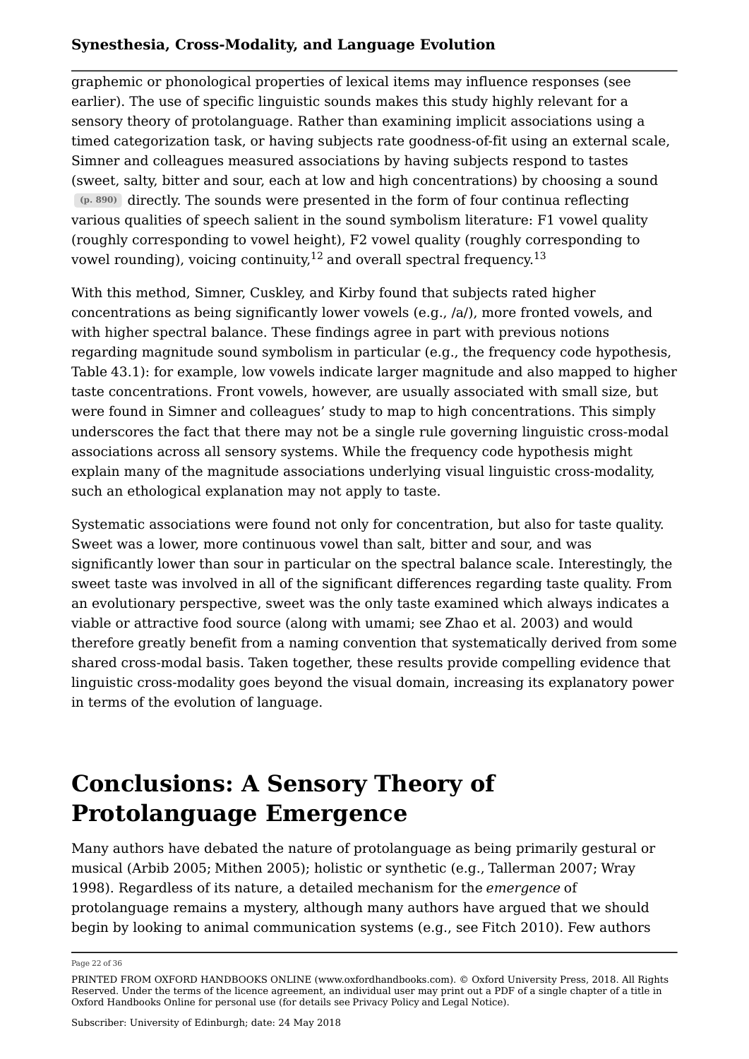graphemic or phonological properties of lexical items may influence responses (see earlier). The use of specific linguistic sounds makes this study highly relevant for a sensory theory of protolanguage. Rather than examining implicit associations using a timed categorization task, or having subjects rate goodness-of-fit using an external scale, Simner and colleagues measured associations by having subjects respond to tastes (sweet, salty, bitter and sour, each at low and high concentrations) by choosing a sound (p. 890) directly. The sounds were presented in the form of four continua reflecting various qualities of speech salient in the sound symbolism literature: F1 vowel quality (roughly corresponding to vowel height), F2 vowel quality (roughly corresponding to vowel rounding), voicing continuity,[12] and overall spectral frequency.[13]

With this method, Simner, Cuskley, and Kirby found that subjects rated higher concentrations as being significantly lower vowels (e.g., /a/), more fronted vowels, and with higher spectral balance. These findings agree in part with previous notions regarding magnitude sound symbolism in particular (e.g., the frequency code hypothesis, Table 43.1): for example, low vowels indicate larger magnitude and also mapped to higher taste concentrations. Front vowels, however, are usually associated with small size, but were found in Simner and colleagues' study to map to high concentrations. This simply underscores the fact that there may not be a single rule governing linguistic cross-modal associations across all sensory systems. While the frequency code hypothesis might explain many of the magnitude associations underlying visual linguistic cross-modality, such an ethological explanation may not apply to taste.

Systematic associations were found not only for concentration, but also for taste quality. Sweet was a lower, more continuous vowel than salt, bitter and sour, and was significantly lower than sour in particular on the spectral balance scale. Interestingly, the sweet taste was involved in all of the significant differences regarding taste quality. From an evolutionary perspective, sweet was the only taste examined which always indicates a viable or attractive food source (along with umami; see Zhao et al. 2003) and would therefore greatly benefit from a naming convention that systematically derived from some shared cross-modal basis. Taken together, these results provide compelling evidence that linguistic cross-modality goes beyond the visual domain, increasing its explanatory power in terms of the evolution of language.

# Conclusions: A Sensory Theory of Protolanguage Emergence

Many authors have debated the nature of protolanguage as being primarily gestural or musical (Arbib 2005; Mithen 2005); holistic or synthetic (e.g., Tallerman 2007; Wray 1998). Regardless of its nature, a detailed mechanism for the *emergence* of protolanguage remains a mystery, although many authors have argued that we should begin by looking to animal communication systems (e.g., see Fitch 2010). Few authors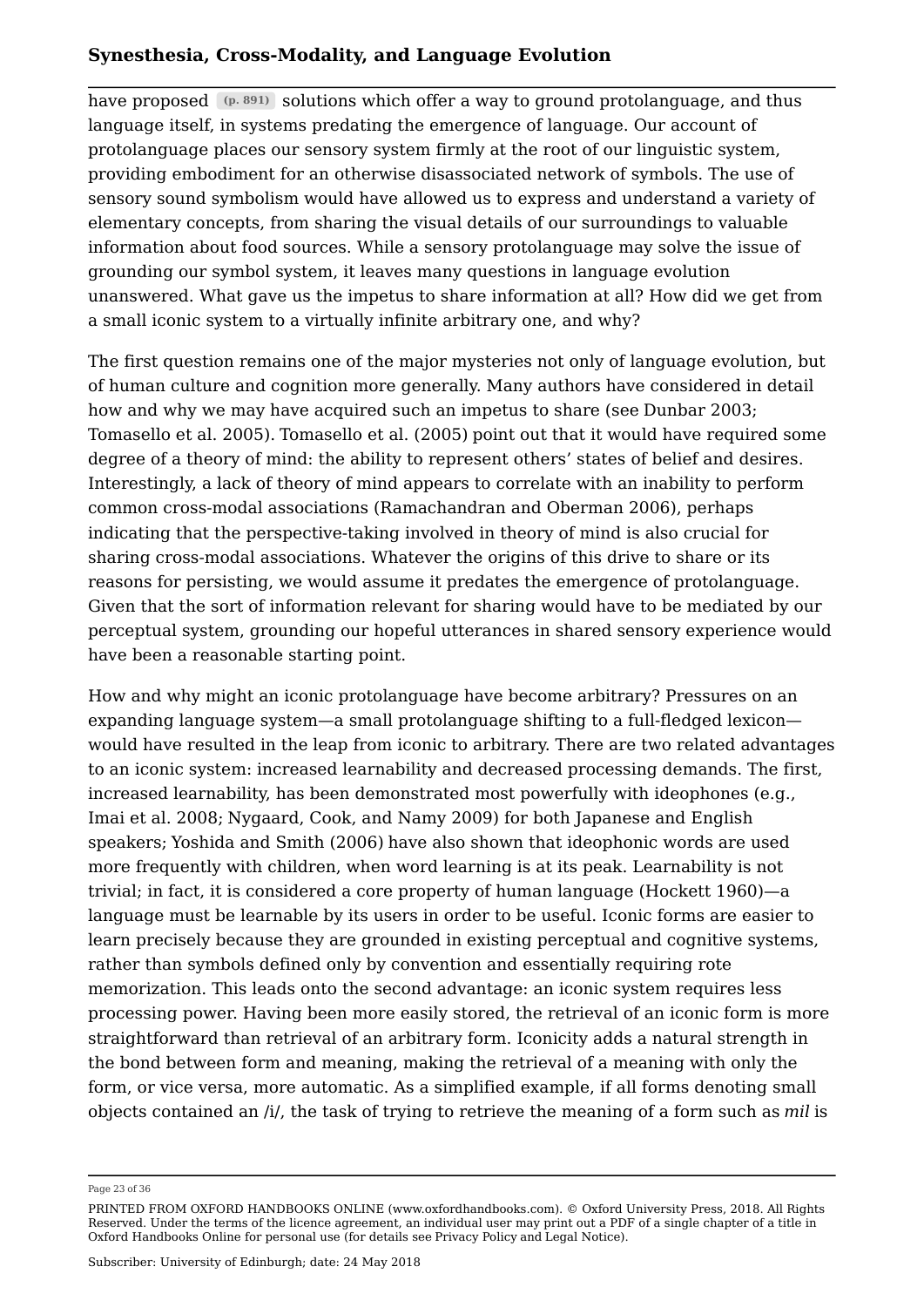have proposed (p. 891) solutions which offer a way to ground protolanguage, and thus language itself, in systems predating the emergence of language. Our account of protolanguage places our sensory system firmly at the root of our linguistic system, providing embodiment for an otherwise disassociated network of symbols. The use of sensory sound symbolism would have allowed us to express and understand a variety of elementary concepts, from sharing the visual details of our surroundings to valuable information about food sources. While a sensory protolanguage may solve the issue of grounding our symbol system, it leaves many questions in language evolution unanswered. What gave us the impetus to share information at all? How did we get from a small iconic system to a virtually infinite arbitrary one, and why?

The first question remains one of the major mysteries not only of language evolution, but of human culture and cognition more generally. Many authors have considered in detail how and why we may have acquired such an impetus to share (see Dunbar 2003; Tomasello et al. 2005). Tomasello et al. (2005) point out that it would have required some degree of a theory of mind: the ability to represent others' states of belief and desires. Interestingly, a lack of theory of mind appears to correlate with an inability to perform common cross-modal associations (Ramachandran and Oberman 2006), perhaps indicating that the perspective-taking involved in theory of mind is also crucial for sharing cross-modal associations. Whatever the origins of this drive to share or its reasons for persisting, we would assume it predates the emergence of protolanguage. Given that the sort of information relevant for sharing would have to be mediated by our perceptual system, grounding our hopeful utterances in shared sensory experience would have been a reasonable starting point.

How and why might an iconic protolanguage have become arbitrary? Pressures on an expanding language system—a small protolanguage shifting to a full-fledged lexicon—would have resulted in the leap from iconic to arbitrary. There are two related advantages to an iconic system: increased learnability and decreased processing demands. The first, increased learnability, has been demonstrated most powerfully with ideophones (e.g., Imai et al. 2008; Nygaard, Cook, and Namy 2009) for both Japanese and English speakers; Yoshida and Smith (2006) have also shown that ideophonic words are used more frequently with children, when word learning is at its peak. Learnability is not trivial; in fact, it is considered a core property of human language (Hockett 1960)—a language must be learnable by its users in order to be useful. Iconic forms are easier to learn precisely because they are grounded in existing perceptual and cognitive systems, rather than symbols defined only by convention and essentially requiring rote memorization. This leads onto the second advantage: an iconic system requires less processing power. Having been more easily stored, the retrieval of an iconic form is more straightforward than retrieval of an arbitrary form. Iconicity adds a natural strength in the bond between form and meaning, making the retrieval of a meaning with only the form, or vice versa, more automatic. As a simplified example, if all forms denoting small objects contained an /i/, the task of trying to retrieve the meaning of a form such as *mil* is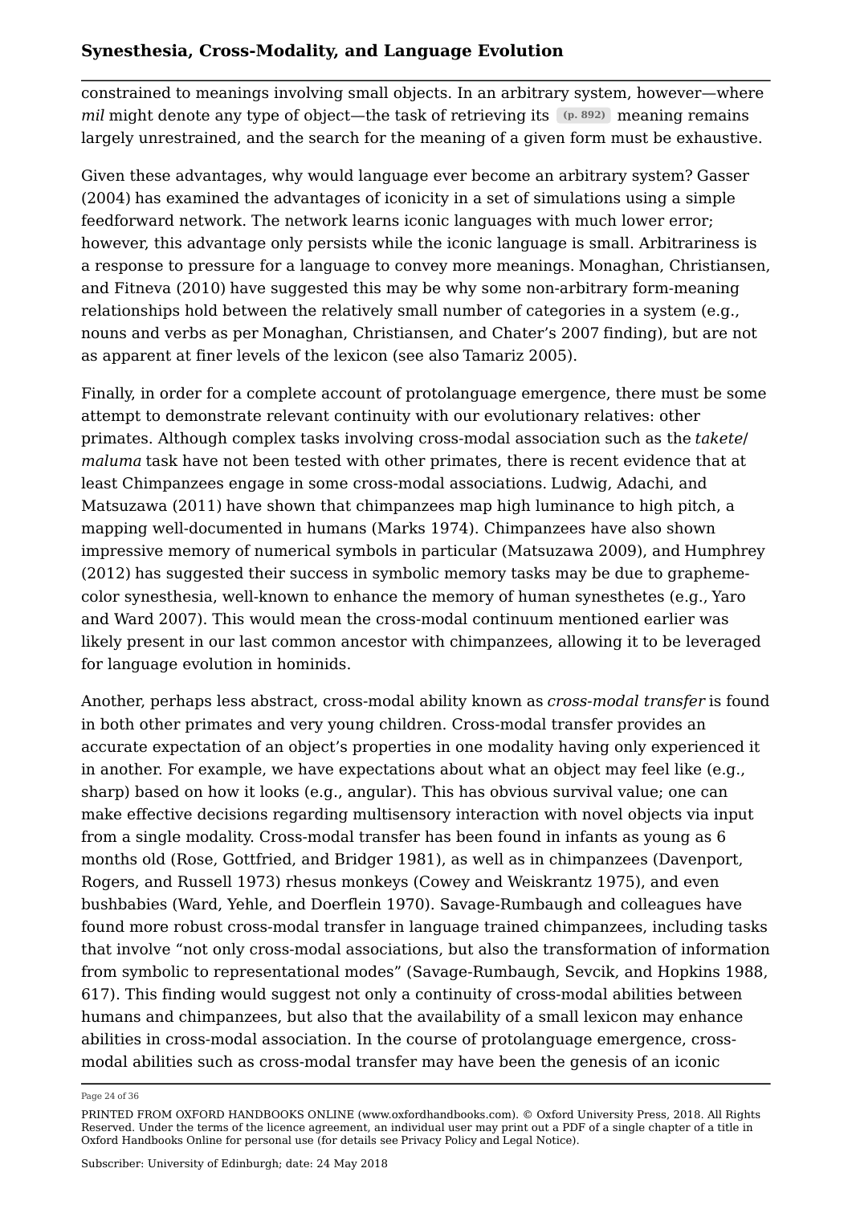constrained to meanings involving small objects. In an arbitrary system, however—where *mil* might denote any type of object—the task of retrieving its (p. 892) meaning remains largely unrestrained, and the search for the meaning of a given form must be exhaustive.

Given these advantages, why would language ever become an arbitrary system? Gasser (2004) has examined the advantages of iconicity in a set of simulations using a simple feedforward network. The network learns iconic languages with much lower error; however, this advantage only persists while the iconic language is small. Arbitrariness is a response to pressure for a language to convey more meanings. Monaghan, Christiansen, and Fitneva (2010) have suggested this may be why some non-arbitrary form-meaning relationships hold between the relatively small number of categories in a system (e.g., nouns and verbs as per Monaghan, Christiansen, and Chater's 2007 finding), but are not as apparent at finer levels of the lexicon (see also Tamariz 2005).

Finally, in order for a complete account of protolanguage emergence, there must be some attempt to demonstrate relevant continuity with our evolutionary relatives: other primates. Although complex tasks involving cross-modal association such as the *takete/maluma* task have not been tested with other primates, there is recent evidence that at least Chimpanzees engage in some cross-modal associations. Ludwig, Adachi, and Matsuzawa (2011) have shown that chimpanzees map high luminance to high pitch, a mapping well-documented in humans (Marks 1974). Chimpanzees have also shown impressive memory of numerical symbols in particular (Matsuzawa 2009), and Humphrey (2012) has suggested their success in symbolic memory tasks may be due to grapheme-color synesthesia, well-known to enhance the memory of human synesthetes (e.g., Yaro and Ward 2007). This would mean the cross-modal continuum mentioned earlier was likely present in our last common ancestor with chimpanzees, allowing it to be leveraged for language evolution in hominids.

Another, perhaps less abstract, cross-modal ability known as *cross-modal transfer* is found in both other primates and very young children. Cross-modal transfer provides an accurate expectation of an object's properties in one modality having only experienced it in another. For example, we have expectations about what an object may feel like (e.g., sharp) based on how it looks (e.g., angular). This has obvious survival value; one can make effective decisions regarding multisensory interaction with novel objects via input from a single modality. Cross-modal transfer has been found in infants as young as 6 months old (Rose, Gottfried, and Bridger 1981), as well as in chimpanzees (Davenport, Rogers, and Russell 1973) rhesus monkeys (Cowey and Weiskrantz 1975), and even bushbabies (Ward, Yehle, and Doerflein 1970). Savage-Rumbaugh and colleagues have found more robust cross-modal transfer in language trained chimpanzees, including tasks that involve "not only cross-modal associations, but also the transformation of information from symbolic to representational modes" (Savage-Rumbaugh, Sevcik, and Hopkins 1988, 617). This finding would suggest not only a continuity of cross-modal abilities between humans and chimpanzees, but also that the availability of a small lexicon may enhance abilities in cross-modal association. In the course of protolanguage emergence, cross-modal abilities such as cross-modal transfer may have been the genesis of an iconic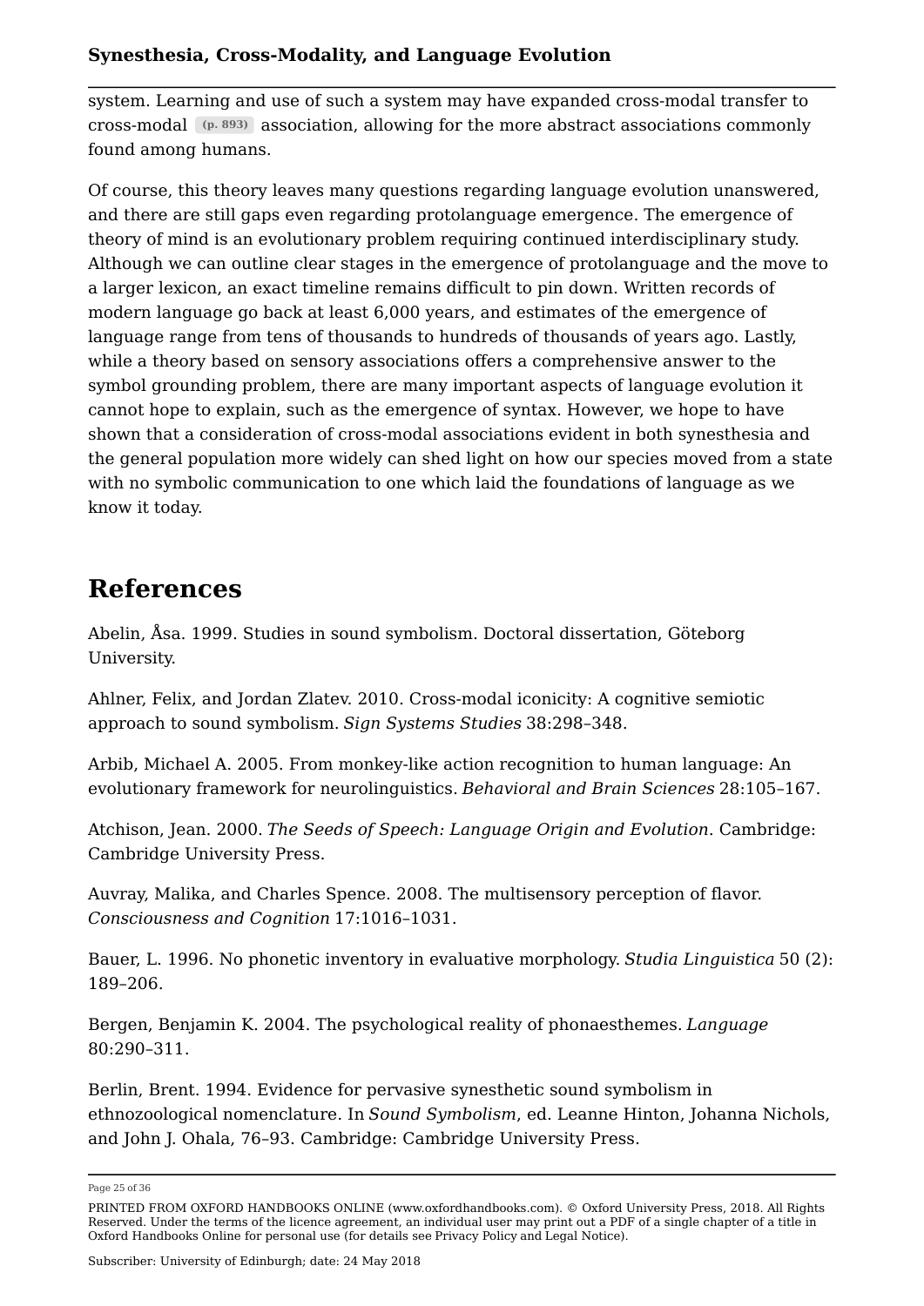system. Learning and use of such a system may have expanded cross-modal transfer to cross-modal (p. 893) association, allowing for the more abstract associations commonly found among humans.

Of course, this theory leaves many questions regarding language evolution unanswered, and there are still gaps even regarding protolanguage emergence. The emergence of theory of mind is an evolutionary problem requiring continued interdisciplinary study. Although we can outline clear stages in the emergence of protolanguage and the move to a larger lexicon, an exact timeline remains difficult to pin down. Written records of modern language go back at least 6,000 years, and estimates of the emergence of language range from tens of thousands to hundreds of thousands of years ago. Lastly, while a theory based on sensory associations offers a comprehensive answer to the symbol grounding problem, there are many important aspects of language evolution it cannot hope to explain, such as the emergence of syntax. However, we hope to have shown that a consideration of cross-modal associations evident in both synesthesia and the general population more widely can shed light on how our species moved from a state with no symbolic communication to one which laid the foundations of language as we know it today.

# References

Abelin, Åsa. 1999. Studies in sound symbolism. Doctoral dissertation, Göteborg University.

Ahlner, Felix, and Jordan Zlatev. 2010. Cross-modal iconicity: A cognitive semiotic approach to sound symbolism. *Sign Systems Studies* 38:298–348.

Arbib, Michael A. 2005. From monkey-like action recognition to human language: An evolutionary framework for neurolinguistics. *Behavioral and Brain Sciences* 28:105–167.

Atchison, Jean. 2000. *The Seeds of Speech: Language Origin and Evolution*. Cambridge: Cambridge University Press.

Auvray, Malika, and Charles Spence. 2008. The multisensory perception of flavor. *Consciousness and Cognition* 17:1016–1031.

Bauer, L. 1996. No phonetic inventory in evaluative morphology. *Studia Linguistica* 50 (2): 189–206.

Bergen, Benjamin K. 2004. The psychological reality of phonaesthemes. *Language* 80:290–311.

Berlin, Brent. 1994. Evidence for pervasive synesthetic sound symbolism in ethnozoological nomenclature. In *Sound Symbolism*, ed. Leanne Hinton, Johanna Nichols, and John J. Ohala, 76–93. Cambridge: Cambridge University Press.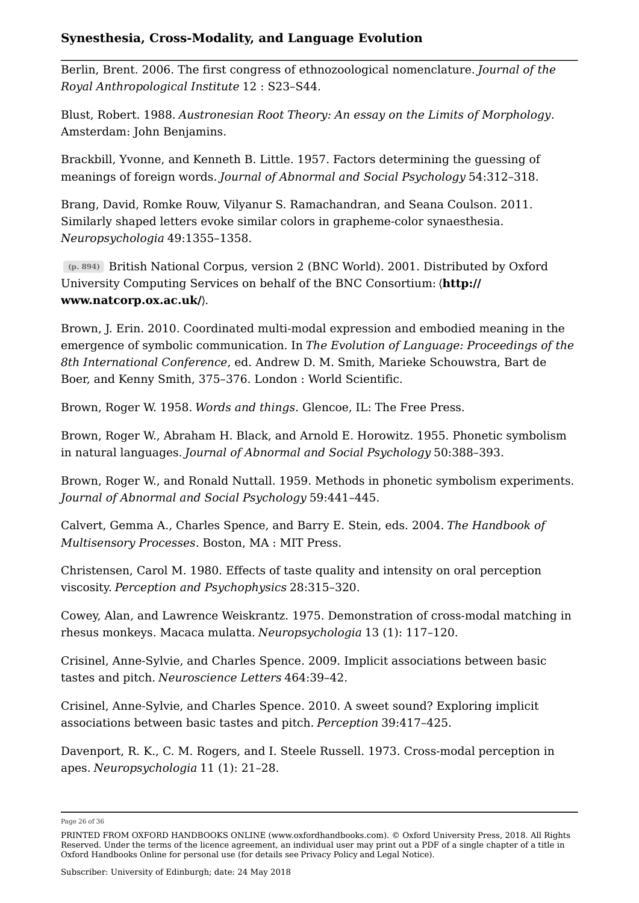Berlin, Brent. 2006. The first congress of ethnozoological nomenclature. *Journal of the Royal Anthropological Institute* 12 : S23–S44.

Blust, Robert. 1988. *Austronesian Root Theory: An essay on the Limits of Morphology*. Amsterdam: John Benjamins.

Brackbill, Yvonne, and Kenneth B. Little. 1957. Factors determining the guessing of meanings of foreign words. *Journal of Abnormal and Social Psychology* 54:312–318.

Brang, David, Romke Rouw, Vilyanur S. Ramachandran, and Seana Coulson. 2011. Similarly shaped letters evoke similar colors in grapheme-color synaesthesia. *Neuropsychologia* 49:1355–1358.

(p. 894) British National Corpus, version 2 (BNC World). 2001. Distributed by Oxford University Computing Services on behalf of the BNC Consortium: ⟨**http://www.natcorp.ox.ac.uk/**⟩.

Brown, J. Erin. 2010. Coordinated multi-modal expression and embodied meaning in the emergence of symbolic communication. In *The Evolution of Language: Proceedings of the 8th International Conference*, ed. Andrew D. M. Smith, Marieke Schouwstra, Bart de Boer, and Kenny Smith, 375–376. London : World Scientific.

Brown, Roger W. 1958. *Words and things*. Glencoe, IL: The Free Press.

Brown, Roger W., Abraham H. Black, and Arnold E. Horowitz. 1955. Phonetic symbolism in natural languages. *Journal of Abnormal and Social Psychology* 50:388–393.

Brown, Roger W., and Ronald Nuttall. 1959. Methods in phonetic symbolism experiments. *Journal of Abnormal and Social Psychology* 59:441–445.

Calvert, Gemma A., Charles Spence, and Barry E. Stein, eds. 2004. *The Handbook of Multisensory Processes*. Boston, MA : MIT Press.

Christensen, Carol M. 1980. Effects of taste quality and intensity on oral perception viscosity. *Perception and Psychophysics* 28:315–320.

Cowey, Alan, and Lawrence Weiskrantz. 1975. Demonstration of cross-modal matching in rhesus monkeys. Macaca mulatta. *Neuropsychologia* 13 (1): 117–120.

Crisinel, Anne-Sylvie, and Charles Spence. 2009. Implicit associations between basic tastes and pitch. *Neuroscience Letters* 464:39–42.

Crisinel, Anne-Sylvie, and Charles Spence. 2010. A sweet sound? Exploring implicit associations between basic tastes and pitch. *Perception* 39:417–425.

Davenport, R. K., C. M. Rogers, and I. Steele Russell. 1973. Cross-modal perception in apes. *Neuropsychologia* 11 (1): 21–28.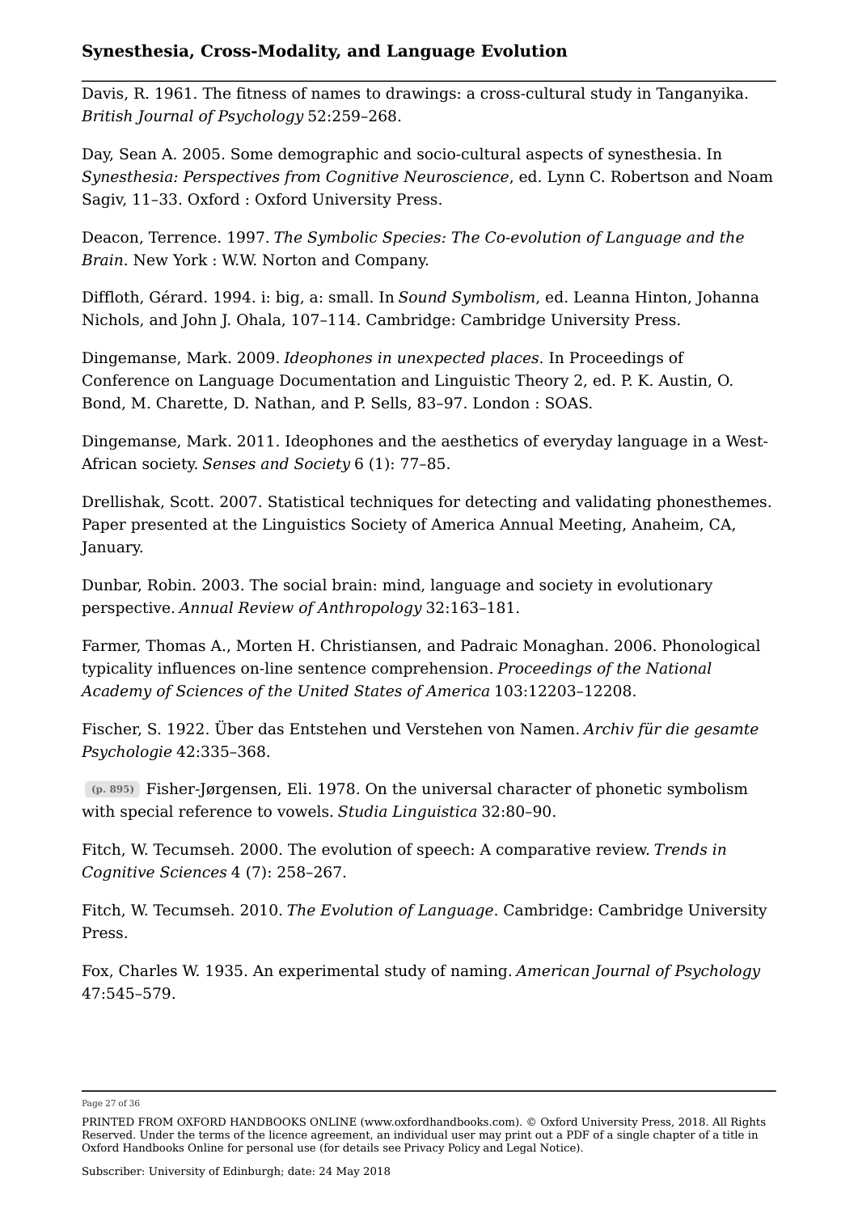Davis, R. 1961. The fitness of names to drawings: a cross-cultural study in Tanganyika. *British Journal of Psychology* 52:259–268.

Day, Sean A. 2005. Some demographic and socio-cultural aspects of synesthesia. In *Synesthesia: Perspectives from Cognitive Neuroscience*, ed. Lynn C. Robertson and Noam Sagiv, 11–33. Oxford : Oxford University Press.

Deacon, Terrence. 1997. *The Symbolic Species: The Co-evolution of Language and the Brain*. New York : W.W. Norton and Company.

Diffloth, Gérard. 1994. i: big, a: small. In *Sound Symbolism*, ed. Leanna Hinton, Johanna Nichols, and John J. Ohala, 107–114. Cambridge: Cambridge University Press.

Dingemanse, Mark. 2009. *Ideophones in unexpected places*. In Proceedings of Conference on Language Documentation and Linguistic Theory 2, ed. P. K. Austin, O. Bond, M. Charette, D. Nathan, and P. Sells, 83–97. London : SOAS.

Dingemanse, Mark. 2011. Ideophones and the aesthetics of everyday language in a West-African society. *Senses and Society* 6 (1): 77–85.

Drellishak, Scott. 2007. Statistical techniques for detecting and validating phonesthemes. Paper presented at the Linguistics Society of America Annual Meeting, Anaheim, CA, January.

Dunbar, Robin. 2003. The social brain: mind, language and society in evolutionary perspective. *Annual Review of Anthropology* 32:163–181.

Farmer, Thomas A., Morten H. Christiansen, and Padraic Monaghan. 2006. Phonological typicality influences on-line sentence comprehension. *Proceedings of the National Academy of Sciences of the United States of America* 103:12203–12208.

Fischer, S. 1922. Über das Entstehen und Verstehen von Namen. *Archiv für die gesamte Psychologie* 42:335–368.

(p. 895) Fisher-Jørgensen, Eli. 1978. On the universal character of phonetic symbolism with special reference to vowels. *Studia Linguistica* 32:80–90.

Fitch, W. Tecumseh. 2000. The evolution of speech: A comparative review. *Trends in Cognitive Sciences* 4 (7): 258–267.

Fitch, W. Tecumseh. 2010. *The Evolution of Language*. Cambridge: Cambridge University Press.

Fox, Charles W. 1935. An experimental study of naming. *American Journal of Psychology* 47:545–579.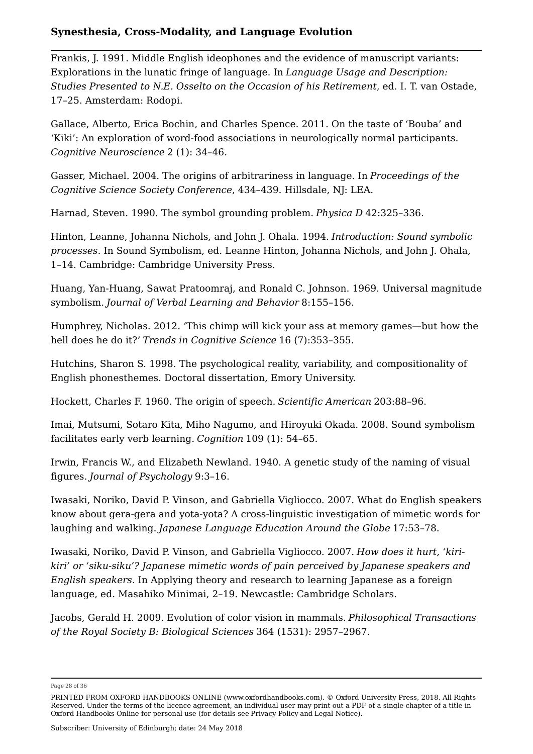Frankis, J. 1991. Middle English ideophones and the evidence of manuscript variants: Explorations in the lunatic fringe of language. In *Language Usage and Description: Studies Presented to N.E. Osselto on the Occasion of his Retirement*, ed. I. T. van Ostade, 17–25. Amsterdam: Rodopi.

Gallace, Alberto, Erica Bochin, and Charles Spence. 2011. On the taste of 'Bouba' and 'Kiki': An exploration of word-food associations in neurologically normal participants. *Cognitive Neuroscience* 2 (1): 34–46.

Gasser, Michael. 2004. The origins of arbitrariness in language. In *Proceedings of the Cognitive Science Society Conference*, 434–439. Hillsdale, NJ: LEA.

Harnad, Steven. 1990. The symbol grounding problem. *Physica D* 42:325–336.

Hinton, Leanne, Johanna Nichols, and John J. Ohala. 1994. *Introduction: Sound symbolic processes*. In Sound Symbolism, ed. Leanne Hinton, Johanna Nichols, and John J. Ohala, 1–14. Cambridge: Cambridge University Press.

Huang, Yan-Huang, Sawat Pratoomraj, and Ronald C. Johnson. 1969. Universal magnitude symbolism. *Journal of Verbal Learning and Behavior* 8:155–156.

Humphrey, Nicholas. 2012. 'This chimp will kick your ass at memory games—but how the hell does he do it?' *Trends in Cognitive Science* 16 (7):353–355.

Hutchins, Sharon S. 1998. The psychological reality, variability, and compositionality of English phonesthemes. Doctoral dissertation, Emory University.

Hockett, Charles F. 1960. The origin of speech. *Scientific American* 203:88–96.

Imai, Mutsumi, Sotaro Kita, Miho Nagumo, and Hiroyuki Okada. 2008. Sound symbolism facilitates early verb learning. *Cognition* 109 (1): 54–65.

Irwin, Francis W., and Elizabeth Newland. 1940. A genetic study of the naming of visual figures. *Journal of Psychology* 9:3–16.

Iwasaki, Noriko, David P. Vinson, and Gabriella Vigliocco. 2007. What do English speakers know about gera-gera and yota-yota? A cross-linguistic investigation of mimetic words for laughing and walking. *Japanese Language Education Around the Globe* 17:53–78.

Iwasaki, Noriko, David P. Vinson, and Gabriella Vigliocco. 2007. *How does it hurt, 'kiri-kiri' or 'siku-siku'? Japanese mimetic words of pain perceived by Japanese speakers and English speakers*. In Applying theory and research to learning Japanese as a foreign language, ed. Masahiko Minimai, 2–19. Newcastle: Cambridge Scholars.

Jacobs, Gerald H. 2009. Evolution of color vision in mammals. *Philosophical Transactions of the Royal Society B: Biological Sciences* 364 (1531): 2957–2967.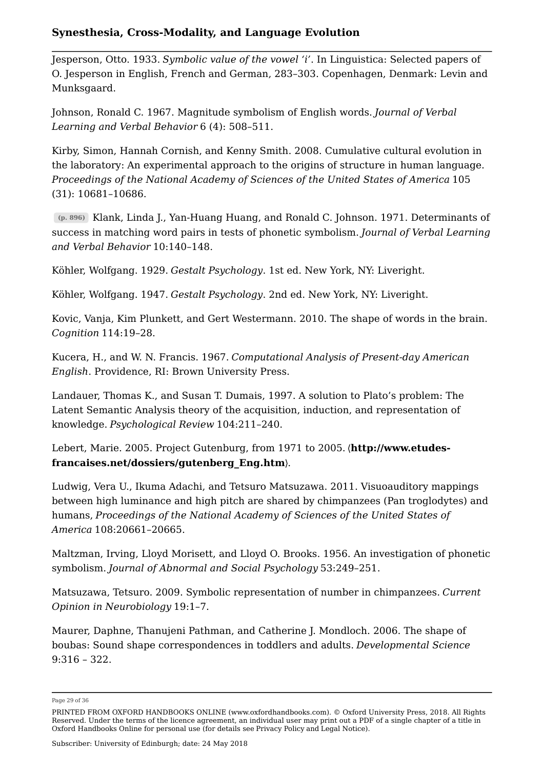Jesperson, Otto. 1933. *Symbolic value of the vowel 'i'*. In Linguistica: Selected papers of O. Jesperson in English, French and German, 283–303. Copenhagen, Denmark: Levin and Munksgaard.

Johnson, Ronald C. 1967. Magnitude symbolism of English words. *Journal of Verbal Learning and Verbal Behavior* 6 (4): 508–511.

Kirby, Simon, Hannah Cornish, and Kenny Smith. 2008. Cumulative cultural evolution in the laboratory: An experimental approach to the origins of structure in human language. *Proceedings of the National Academy of Sciences of the United States of America* 105 (31): 10681–10686.

(p. 896) Klank, Linda J., Yan-Huang Huang, and Ronald C. Johnson. 1971. Determinants of success in matching word pairs in tests of phonetic symbolism. *Journal of Verbal Learning and Verbal Behavior* 10:140–148.

Köhler, Wolfgang. 1929. *Gestalt Psychology*. 1st ed. New York, NY: Liveright.

Köhler, Wolfgang. 1947. *Gestalt Psychology*. 2nd ed. New York, NY: Liveright.

Kovic, Vanja, Kim Plunkett, and Gert Westermann. 2010. The shape of words in the brain. *Cognition* 114:19–28.

Kucera, H., and W. N. Francis. 1967. *Computational Analysis of Present-day American English*. Providence, RI: Brown University Press.

Landauer, Thomas K., and Susan T. Dumais, 1997. A solution to Plato's problem: The Latent Semantic Analysis theory of the acquisition, induction, and representation of knowledge. *Psychological Review* 104:211–240.

Lebert, Marie. 2005. Project Gutenburg, from 1971 to 2005. ⟨**http://www.etudes-francaises.net/dossiers/gutenberg_Eng.htm**⟩.

Ludwig, Vera U., Ikuma Adachi, and Tetsuro Matsuzawa. 2011. Visuoauditory mappings between high luminance and high pitch are shared by chimpanzees (Pan troglodytes) and humans, *Proceedings of the National Academy of Sciences of the United States of America* 108:20661–20665.

Maltzman, Irving, Lloyd Morisett, and Lloyd O. Brooks. 1956. An investigation of phonetic symbolism. *Journal of Abnormal and Social Psychology* 53:249–251.

Matsuzawa, Tetsuro. 2009. Symbolic representation of number in chimpanzees. *Current Opinion in Neurobiology* 19:1–7.

Maurer, Daphne, Thanujeni Pathman, and Catherine J. Mondloch. 2006. The shape of boubas: Sound shape correspondences in toddlers and adults. *Developmental Science* 9:316 – 322.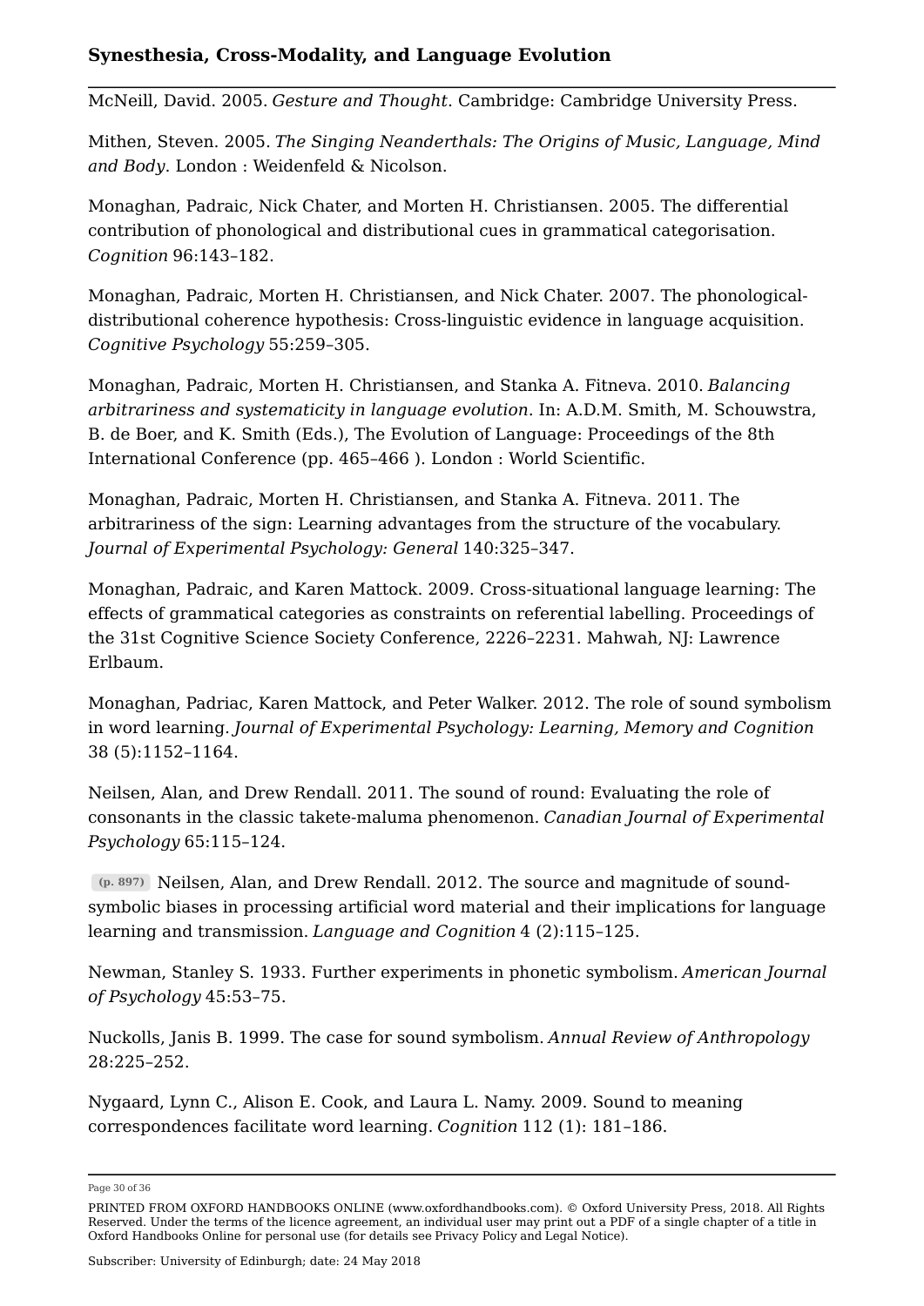McNeill, David. 2005. *Gesture and Thought*. Cambridge: Cambridge University Press.

Mithen, Steven. 2005. *The Singing Neanderthals: The Origins of Music, Language, Mind and Body*. London : Weidenfeld & Nicolson.

Monaghan, Padraic, Nick Chater, and Morten H. Christiansen. 2005. The differential contribution of phonological and distributional cues in grammatical categorisation. *Cognition* 96:143–182.

Monaghan, Padraic, Morten H. Christiansen, and Nick Chater. 2007. The phonological-distributional coherence hypothesis: Cross-linguistic evidence in language acquisition. *Cognitive Psychology* 55:259–305.

Monaghan, Padraic, Morten H. Christiansen, and Stanka A. Fitneva. 2010. *Balancing arbitrariness and systematicity in language evolution*. In: A.D.M. Smith, M. Schouwstra, B. de Boer, and K. Smith (Eds.), The Evolution of Language: Proceedings of the 8th International Conference (pp. 465–466 ). London : World Scientific.

Monaghan, Padraic, Morten H. Christiansen, and Stanka A. Fitneva. 2011. The arbitrariness of the sign: Learning advantages from the structure of the vocabulary. *Journal of Experimental Psychology: General* 140:325–347.

Monaghan, Padraic, and Karen Mattock. 2009. Cross-situational language learning: The effects of grammatical categories as constraints on referential labelling. Proceedings of the 31st Cognitive Science Society Conference, 2226–2231. Mahwah, NJ: Lawrence Erlbaum.

Monaghan, Padriac, Karen Mattock, and Peter Walker. 2012. The role of sound symbolism in word learning. *Journal of Experimental Psychology: Learning, Memory and Cognition* 38 (5):1152–1164.

Neilsen, Alan, and Drew Rendall. 2011. The sound of round: Evaluating the role of consonants in the classic takete-maluma phenomenon. *Canadian Journal of Experimental Psychology* 65:115–124.

(p. 897) Neilsen, Alan, and Drew Rendall. 2012. The source and magnitude of sound-symbolic biases in processing artificial word material and their implications for language learning and transmission. *Language and Cognition* 4 (2):115–125.

Newman, Stanley S. 1933. Further experiments in phonetic symbolism. *American Journal of Psychology* 45:53–75.

Nuckolls, Janis B. 1999. The case for sound symbolism. *Annual Review of Anthropology* 28:225–252.

Nygaard, Lynn C., Alison E. Cook, and Laura L. Namy. 2009. Sound to meaning correspondences facilitate word learning. *Cognition* 112 (1): 181–186.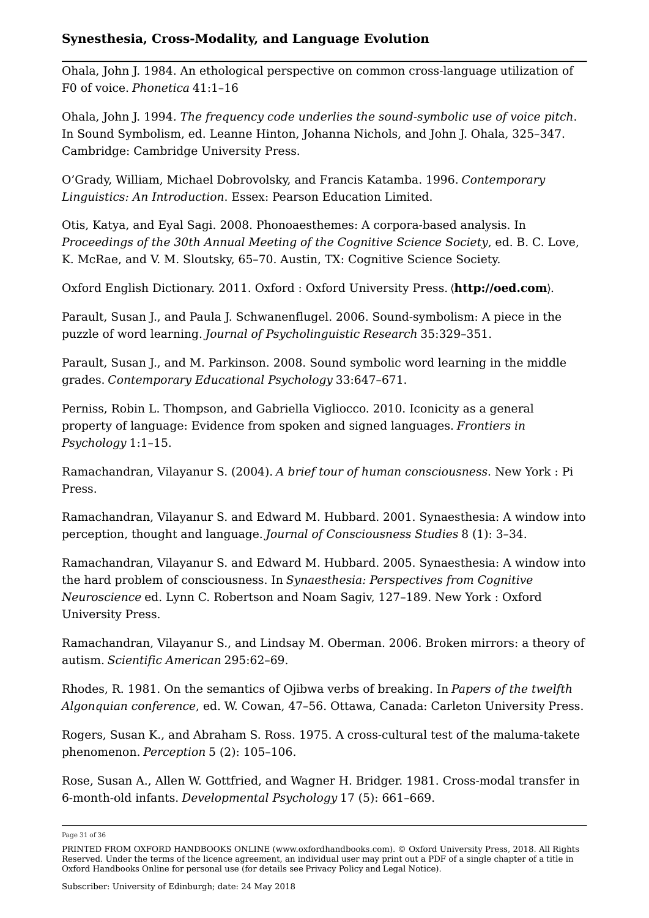Ohala, John J. 1984. An ethological perspective on common cross-language utilization of F0 of voice. *Phonetica* 41:1–16

Ohala, John J. 1994*. The frequency code underlies the sound-symbolic use of voice pitch*. In Sound Symbolism, ed. Leanne Hinton, Johanna Nichols, and John J. Ohala, 325–347. Cambridge: Cambridge University Press.

O'Grady, William, Michael Dobrovolsky, and Francis Katamba. 1996. *Contemporary Linguistics: An Introduction*. Essex: Pearson Education Limited.

Otis, Katya, and Eyal Sagi. 2008. Phonoaesthemes: A corpora-based analysis. In *Proceedings of the 30th Annual Meeting of the Cognitive Science Society*, ed. B. C. Love, K. McRae, and V. M. Sloutsky, 65–70. Austin, TX: Cognitive Science Society.

Oxford English Dictionary. 2011. Oxford : Oxford University Press. ⟨**http://oed.com**⟩.

Parault, Susan J., and Paula J. Schwanenflugel. 2006. Sound-symbolism: A piece in the puzzle of word learning. *Journal of Psycholinguistic Research* 35:329–351.

Parault, Susan J., and M. Parkinson. 2008. Sound symbolic word learning in the middle grades. *Contemporary Educational Psychology* 33:647–671.

Perniss, Robin L. Thompson, and Gabriella Vigliocco. 2010. Iconicity as a general property of language: Evidence from spoken and signed languages. *Frontiers in Psychology* 1:1–15.

Ramachandran, Vilayanur S. (2004). *A brief tour of human consciousness*. New York : Pi Press.

Ramachandran, Vilayanur S. and Edward M. Hubbard. 2001. Synaesthesia: A window into perception, thought and language. *Journal of Consciousness Studies* 8 (1): 3–34.

Ramachandran, Vilayanur S. and Edward M. Hubbard. 2005. Synaesthesia: A window into the hard problem of consciousness. In *Synaesthesia: Perspectives from Cognitive Neuroscience* ed. Lynn C. Robertson and Noam Sagiv, 127–189. New York : Oxford University Press.

Ramachandran, Vilayanur S., and Lindsay M. Oberman. 2006. Broken mirrors: a theory of autism. *Scientific American* 295:62–69.

Rhodes, R. 1981. On the semantics of Ojibwa verbs of breaking. In *Papers of the twelfth Algonquian conference*, ed. W. Cowan, 47–56. Ottawa, Canada: Carleton University Press.

Rogers, Susan K., and Abraham S. Ross. 1975. A cross-cultural test of the maluma-takete phenomenon. *Perception* 5 (2): 105–106.

Rose, Susan A., Allen W. Gottfried, and Wagner H. Bridger. 1981. Cross-modal transfer in 6-month-old infants. *Developmental Psychology* 17 (5): 661–669.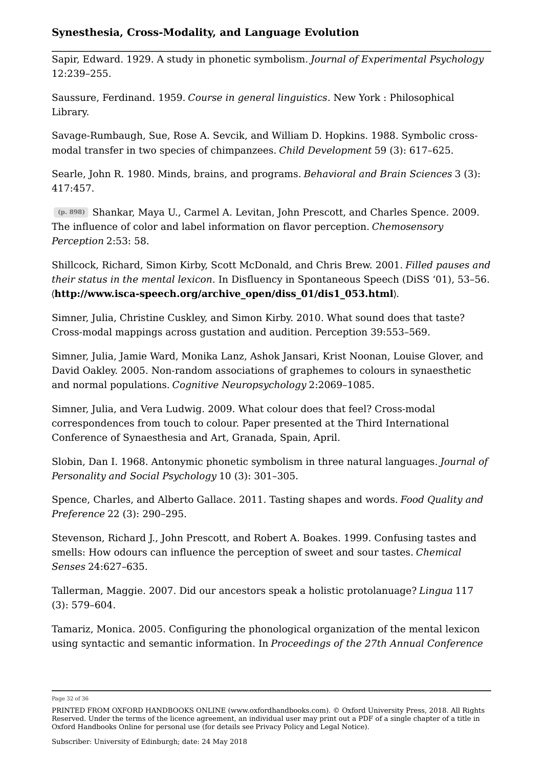Sapir, Edward. 1929. A study in phonetic symbolism. *Journal of Experimental Psychology* 12:239–255.

Saussure, Ferdinand. 1959. *Course in general linguistics*. New York : Philosophical Library.

Savage-Rumbaugh, Sue, Rose A. Sevcik, and William D. Hopkins. 1988. Symbolic cross-modal transfer in two species of chimpanzees. *Child Development* 59 (3): 617–625.

Searle, John R. 1980. Minds, brains, and programs. *Behavioral and Brain Sciences* 3 (3): 417:457.

(p. 898) Shankar, Maya U., Carmel A. Levitan, John Prescott, and Charles Spence. 2009. The influence of color and label information on flavor perception. *Chemosensory Perception* 2:53: 58.

Shillcock, Richard, Simon Kirby, Scott McDonald, and Chris Brew. 2001. *Filled pauses and their status in the mental lexicon*. In Disfluency in Spontaneous Speech (DiSS '01), 53–56. ⟨**http://www.isca-speech.org/archive_open/diss_01/dis1_053.html**⟩.

Simner, Julia, Christine Cuskley, and Simon Kirby. 2010. What sound does that taste? Cross-modal mappings across gustation and audition. Perception 39:553–569.

Simner, Julia, Jamie Ward, Monika Lanz, Ashok Jansari, Krist Noonan, Louise Glover, and David Oakley. 2005. Non-random associations of graphemes to colours in synaesthetic and normal populations. *Cognitive Neuropsychology* 2:2069–1085.

Simner, Julia, and Vera Ludwig. 2009. What colour does that feel? Cross-modal correspondences from touch to colour. Paper presented at the Third International Conference of Synaesthesia and Art, Granada, Spain, April.

Slobin, Dan I. 1968. Antonymic phonetic symbolism in three natural languages. *Journal of Personality and Social Psychology* 10 (3): 301–305.

Spence, Charles, and Alberto Gallace. 2011. Tasting shapes and words. *Food Quality and Preference* 22 (3): 290–295.

Stevenson, Richard J., John Prescott, and Robert A. Boakes. 1999. Confusing tastes and smells: How odours can influence the perception of sweet and sour tastes. *Chemical Senses* 24:627–635.

Tallerman, Maggie. 2007. Did our ancestors speak a holistic protolanuage? *Lingua* 117 (3): 579–604.

Tamariz, Monica. 2005. Configuring the phonological organization of the mental lexicon using syntactic and semantic information. In *Proceedings of the 27th Annual Conference*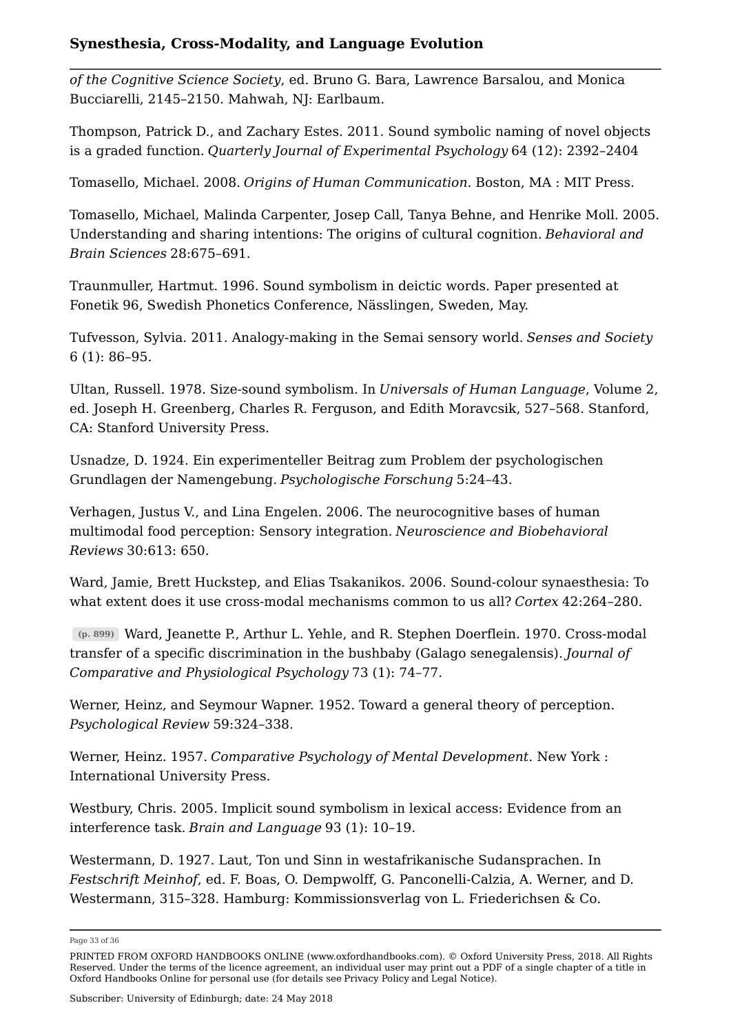*of the Cognitive Science Society*, ed. Bruno G. Bara, Lawrence Barsalou, and Monica Bucciarelli, 2145–2150. Mahwah, NJ: Earlbaum.

Thompson, Patrick D., and Zachary Estes. 2011. Sound symbolic naming of novel objects is a graded function. *Quarterly Journal of Experimental Psychology* 64 (12): 2392–2404

Tomasello, Michael. 2008. *Origins of Human Communication*. Boston, MA : MIT Press.

Tomasello, Michael, Malinda Carpenter, Josep Call, Tanya Behne, and Henrike Moll. 2005. Understanding and sharing intentions: The origins of cultural cognition. *Behavioral and Brain Sciences* 28:675–691.

Traunmuller, Hartmut. 1996. Sound symbolism in deictic words. Paper presented at Fonetik 96, Swedish Phonetics Conference, Nässlingen, Sweden, May.

Tufvesson, Sylvia. 2011. Analogy-making in the Semai sensory world. *Senses and Society* 6 (1): 86–95.

Ultan, Russell. 1978. Size-sound symbolism. In *Universals of Human Language*, Volume 2, ed. Joseph H. Greenberg, Charles R. Ferguson, and Edith Moravcsik, 527–568. Stanford, CA: Stanford University Press.

Usnadze, D. 1924. Ein experimenteller Beitrag zum Problem der psychologischen Grundlagen der Namengebung. *Psychologische Forschung* 5:24–43.

Verhagen, Justus V., and Lina Engelen. 2006. The neurocognitive bases of human multimodal food perception: Sensory integration. *Neuroscience and Biobehavioral Reviews* 30:613: 650.

Ward, Jamie, Brett Huckstep, and Elias Tsakanikos. 2006. Sound-colour synaesthesia: To what extent does it use cross-modal mechanisms common to us all? *Cortex* 42:264–280.

(p. 899) Ward, Jeanette P., Arthur L. Yehle, and R. Stephen Doerflein. 1970. Cross-modal transfer of a specific discrimination in the bushbaby (Galago senegalensis). *Journal of Comparative and Physiological Psychology* 73 (1): 74–77.

Werner, Heinz, and Seymour Wapner. 1952. Toward a general theory of perception. *Psychological Review* 59:324–338.

Werner, Heinz. 1957. *Comparative Psychology of Mental Development*. New York : International University Press.

Westbury, Chris. 2005. Implicit sound symbolism in lexical access: Evidence from an interference task. *Brain and Language* 93 (1): 10–19.

Westermann, D. 1927. Laut, Ton und Sinn in westafrikanische Sudansprachen. In *Festschrift Meinhof*, ed. F. Boas, O. Dempwolff, G. Panconelli-Calzia, A. Werner, and D. Westermann, 315–328. Hamburg: Kommissionsverlag von L. Friederichsen & Co.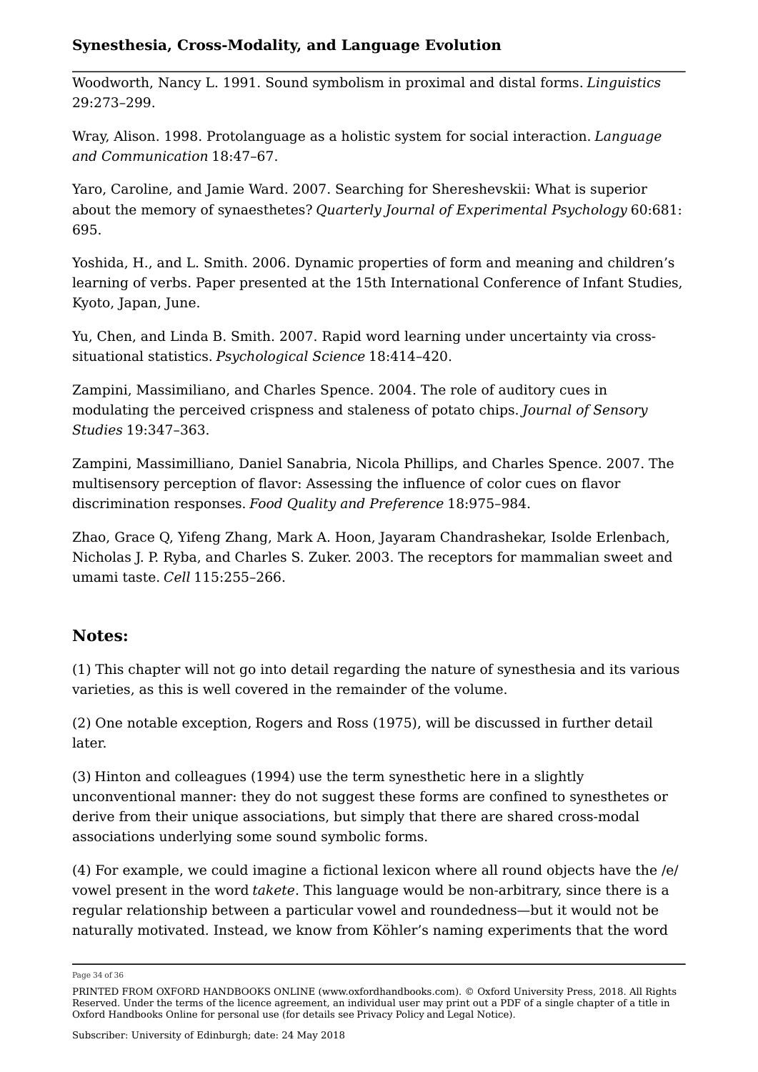Woodworth, Nancy L. 1991. Sound symbolism in proximal and distal forms. *Linguistics* 29:273–299.

Wray, Alison. 1998. Protolanguage as a holistic system for social interaction. *Language and Communication* 18:47–67.

Yaro, Caroline, and Jamie Ward. 2007. Searching for Shereshevskii: What is superior about the memory of synaesthetes? *Quarterly Journal of Experimental Psychology* 60:681: 695.

Yoshida, H., and L. Smith. 2006. Dynamic properties of form and meaning and children's learning of verbs. Paper presented at the 15th International Conference of Infant Studies, Kyoto, Japan, June.

Yu, Chen, and Linda B. Smith. 2007. Rapid word learning under uncertainty via cross-situational statistics. *Psychological Science* 18:414–420.

Zampini, Massimiliano, and Charles Spence. 2004. The role of auditory cues in modulating the perceived crispness and staleness of potato chips. *Journal of Sensory Studies* 19:347–363.

Zampini, Massimilliano, Daniel Sanabria, Nicola Phillips, and Charles Spence. 2007. The multisensory perception of flavor: Assessing the influence of color cues on flavor discrimination responses. *Food Quality and Preference* 18:975–984.

Zhao, Grace Q, Yifeng Zhang, Mark A. Hoon, Jayaram Chandrashekar, Isolde Erlenbach, Nicholas J. P. Ryba, and Charles S. Zuker. 2003. The receptors for mammalian sweet and umami taste. *Cell* 115:255–266.

## Notes:

(1) This chapter will not go into detail regarding the nature of synesthesia and its various varieties, as this is well covered in the remainder of the volume.

(2) One notable exception, Rogers and Ross (1975), will be discussed in further detail later.

(3) Hinton and colleagues (1994) use the term synesthetic here in a slightly unconventional manner: they do not suggest these forms are confined to synesthetes or derive from their unique associations, but simply that there are shared cross-modal associations underlying some sound symbolic forms.

(4) For example, we could imagine a fictional lexicon where all round objects have the /e/ vowel present in the word *takete*. This language would be non-arbitrary, since there is a regular relationship between a particular vowel and roundedness—but it would not be naturally motivated. Instead, we know from Köhler's naming experiments that the word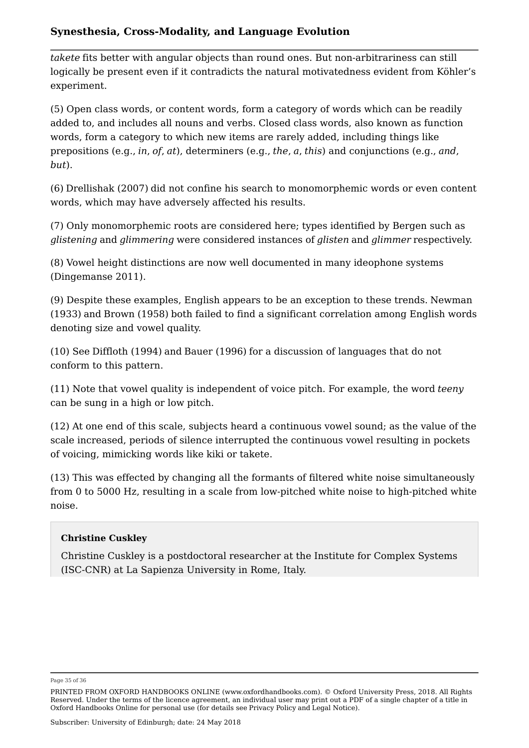*takete* fits better with angular objects than round ones. But non-arbitrariness can still logically be present even if it contradicts the natural motivatedness evident from Köhler's experiment.

(5) Open class words, or content words, form a category of words which can be readily added to, and includes all nouns and verbs. Closed class words, also known as function words, form a category to which new items are rarely added, including things like prepositions (e.g., *in*, *of*, *at*), determiners (e.g., *the*, *a*, *this*) and conjunctions (e.g., *and*, *but*).

(6) Drellishak (2007) did not confine his search to monomorphemic words or even content words, which may have adversely affected his results.

(7) Only monomorphemic roots are considered here; types identified by Bergen such as *glistening* and *glimmering* were considered instances of *glisten* and *glimmer* respectively.

(8) Vowel height distinctions are now well documented in many ideophone systems (Dingemanse 2011).

(9) Despite these examples, English appears to be an exception to these trends. Newman (1933) and Brown (1958) both failed to find a significant correlation among English words denoting size and vowel quality.

(10) See Diffloth (1994) and Bauer (1996) for a discussion of languages that do not conform to this pattern.

(11) Note that vowel quality is independent of voice pitch. For example, the word *teeny* can be sung in a high or low pitch.

(12) At one end of this scale, subjects heard a continuous vowel sound; as the value of the scale increased, periods of silence interrupted the continuous vowel resulting in pockets of voicing, mimicking words like kiki or takete.

(13) This was effected by changing all the formants of filtered white noise simultaneously from 0 to 5000 Hz, resulting in a scale from low-pitched white noise to high-pitched white noise.

**Christine Cuskley**

Christine Cuskley is a postdoctoral researcher at the Institute for Complex Systems (ISC-CNR) at La Sapienza University in Rome, Italy.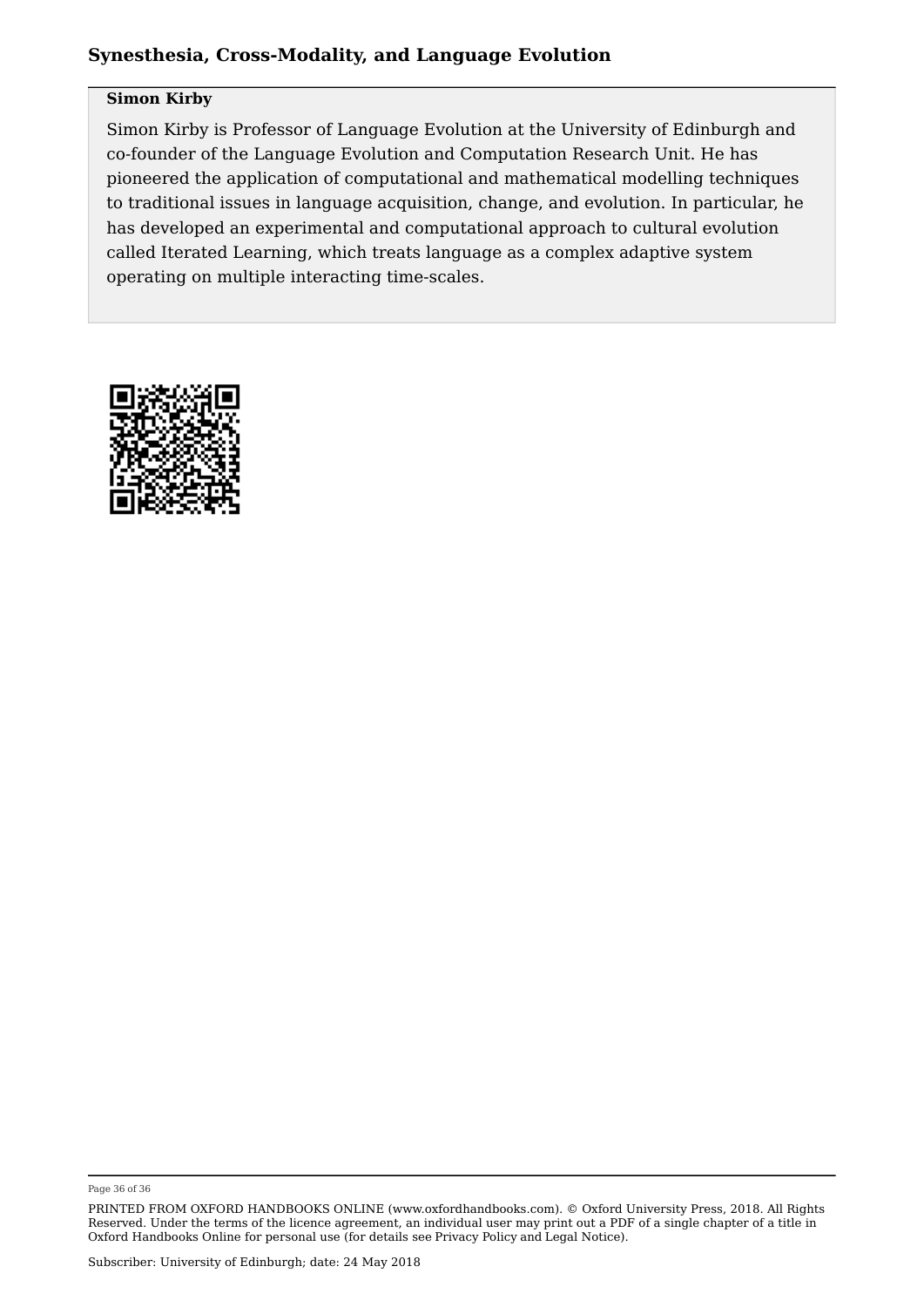**Simon Kirby**

Simon Kirby is Professor of Language Evolution at the University of Edinburgh and co-founder of the Language Evolution and Computation Research Unit. He has pioneered the application of computational and mathematical modelling techniques to traditional issues in language acquisition, change, and evolution. In particular, he has developed an experimental and computational approach to cultural evolution called Iterated Learning, which treats language as a complex adaptive system operating on multiple interacting time-scales.